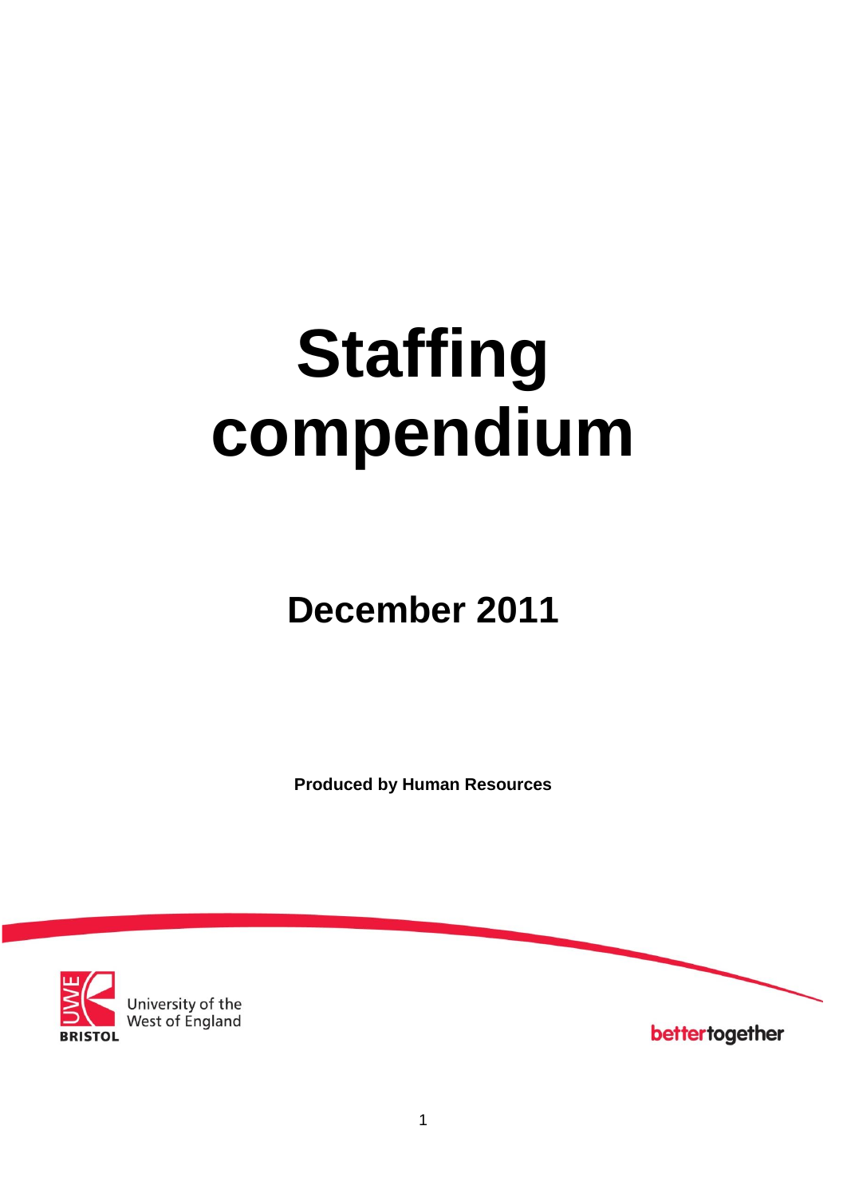# Staffing compendium

## December 2011

**Produced by Human Resources**

University of the West of England

BRISTOL

bettertogether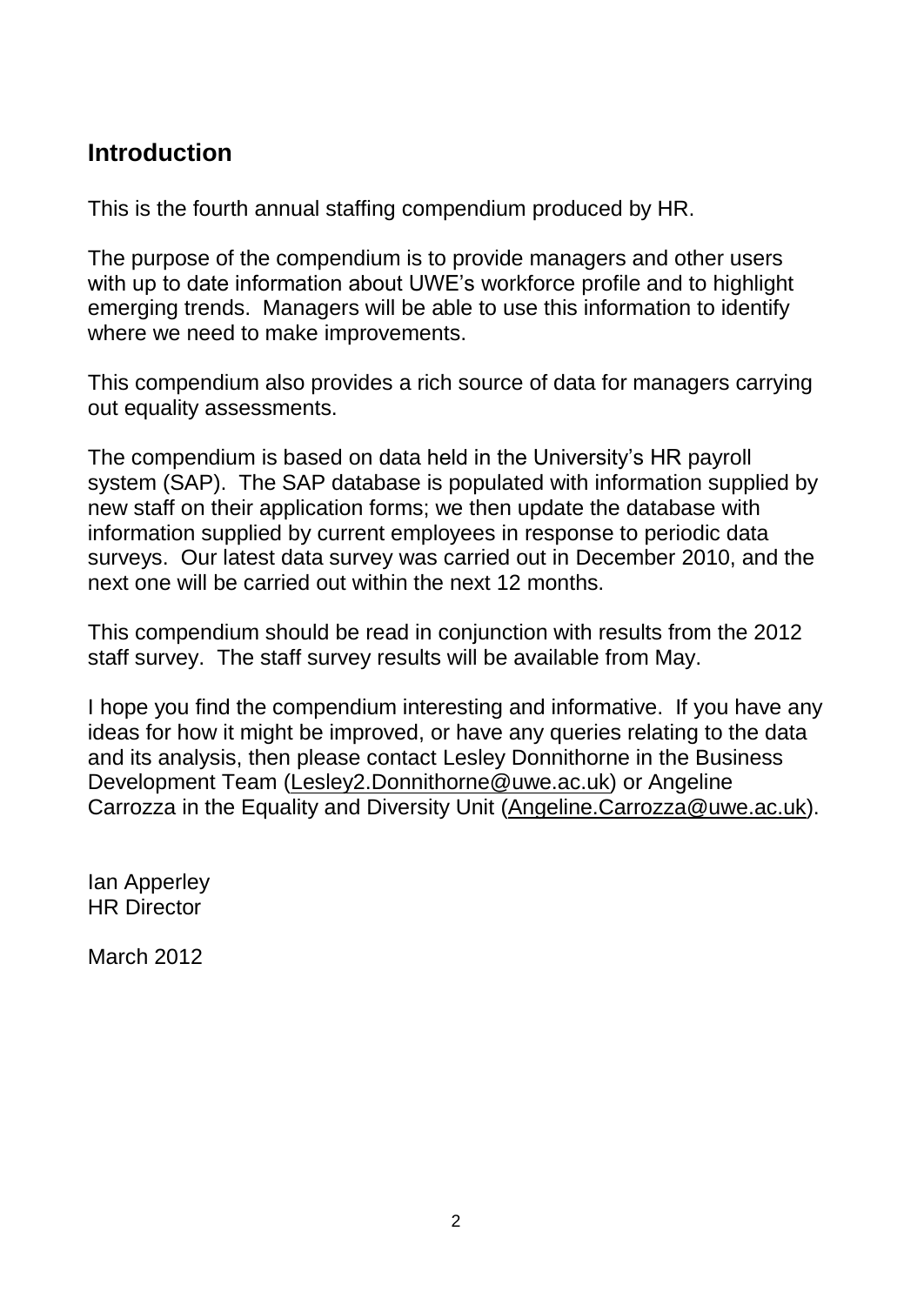## Introduction

This is the fourth annual staffing compendium produced by HR.

The purpose of the compendium is to provide managers and other users with up to date information about UWE's workforce profile and to highlight emerging trends. Managers will be able to use this information to identify where we need to make improvements.

This compendium also provides a rich source of data for managers carrying out equality assessments.

The compendium is based on data held in the University's HR payroll system (SAP). The SAP database is populated with information supplied by new staff on their application forms; we then update the database with information supplied by current employees in response to periodic data surveys. Our latest data survey was carried out in December 2010, and the next one will be carried out within the next 12 months.

This compendium should be read in conjunction with results from the 2012 staff survey. The staff survey results will be available from May.

I hope you find the compendium interesting and informative. If you have any ideas for how it might be improved, or have any queries relating to the data and its analysis, then please contact Lesley Donnithorne in the Business Development Team (Lesley2.Donnithorne@uwe.ac.uk) or Angeline Carrozza in the Equality and Diversity Unit (Angeline.Carrozza@uwe.ac.uk).

Ian Apperley
HR Director

March 2012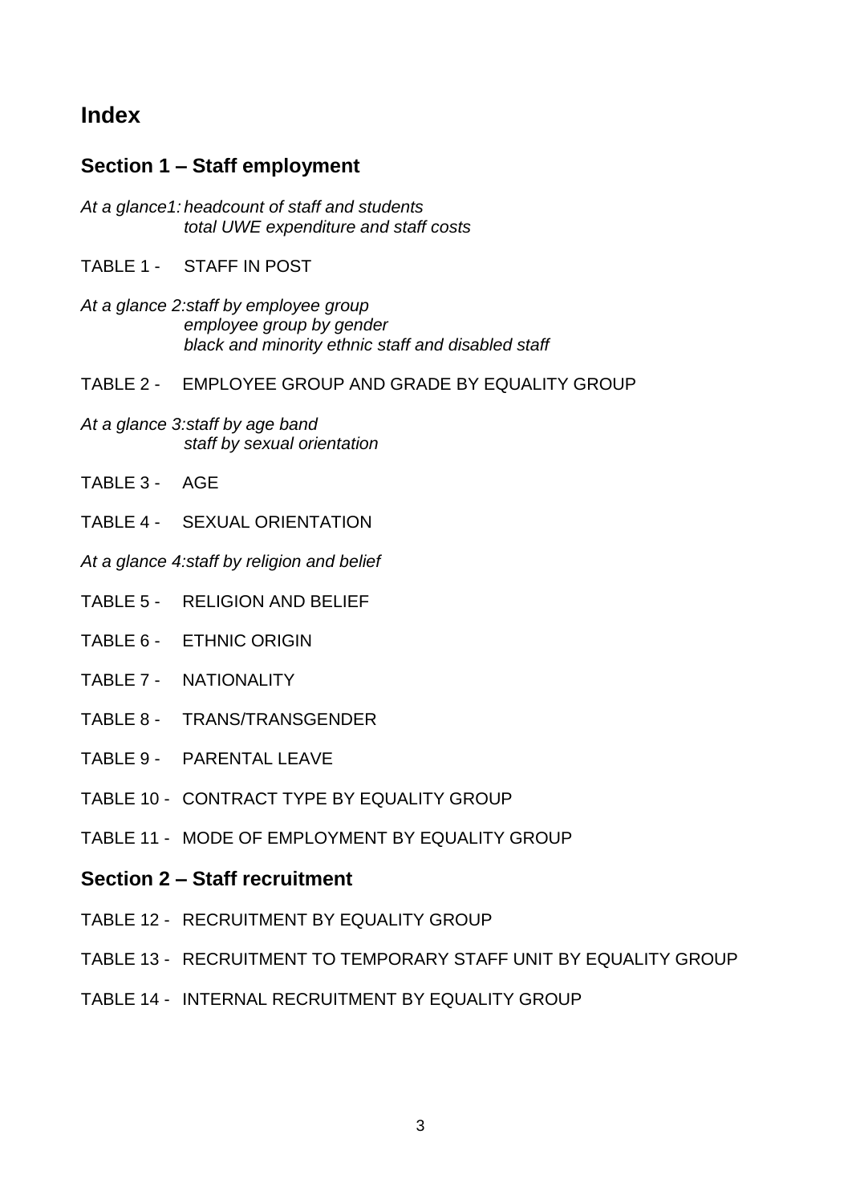# Index

## Section 1 – Staff employment

*At a glance1: headcount of staff and students*
*total UWE expenditure and staff costs*

TABLE 1 - STAFF IN POST

*At a glance 2:staff by employee group*
*employee group by gender*
*black and minority ethnic staff and disabled staff*

TABLE 2 - EMPLOYEE GROUP AND GRADE BY EQUALITY GROUP

*At a glance 3:staff by age band*
*staff by sexual orientation*

TABLE 3 - AGE

TABLE 4 - SEXUAL ORIENTATION

*At a glance 4:staff by religion and belief*

TABLE 5 - RELIGION AND BELIEF

TABLE 6 - ETHNIC ORIGIN

TABLE 7 - NATIONALITY

TABLE 8 - TRANS/TRANSGENDER

TABLE 9 - PARENTAL LEAVE

TABLE 10 - CONTRACT TYPE BY EQUALITY GROUP

TABLE 11 - MODE OF EMPLOYMENT BY EQUALITY GROUP

## Section 2 – Staff recruitment

TABLE 12 - RECRUITMENT BY EQUALITY GROUP

TABLE 13 - RECRUITMENT TO TEMPORARY STAFF UNIT BY EQUALITY GROUP

TABLE 14 - INTERNAL RECRUITMENT BY EQUALITY GROUP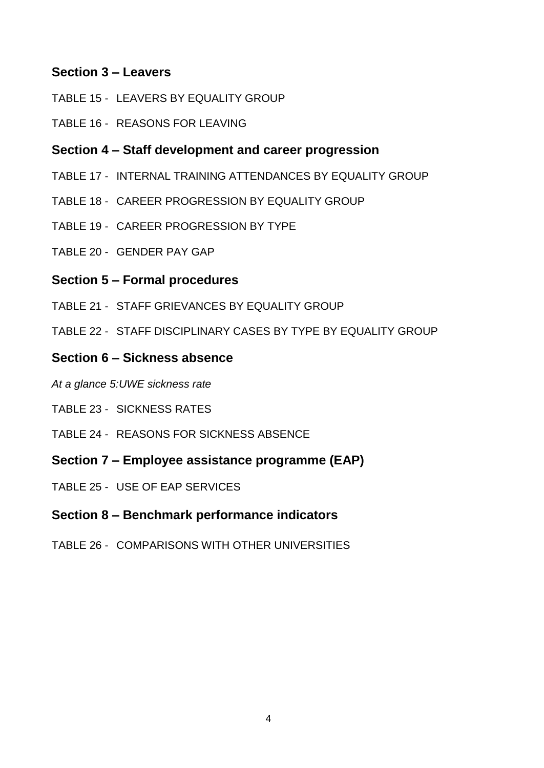## Section 3 – Leavers

TABLE 15 - LEAVERS BY EQUALITY GROUP

TABLE 16 - REASONS FOR LEAVING

## Section 4 – Staff development and career progression

TABLE 17 - INTERNAL TRAINING ATTENDANCES BY EQUALITY GROUP

TABLE 18 - CAREER PROGRESSION BY EQUALITY GROUP

TABLE 19 - CAREER PROGRESSION BY TYPE

TABLE 20 - GENDER PAY GAP

## Section 5 – Formal procedures

TABLE 21 - STAFF GRIEVANCES BY EQUALITY GROUP

TABLE 22 - STAFF DISCIPLINARY CASES BY TYPE BY EQUALITY GROUP

## Section 6 – Sickness absence

*At a glance 5:UWE sickness rate*

TABLE 23 - SICKNESS RATES

TABLE 24 - REASONS FOR SICKNESS ABSENCE

## Section 7 – Employee assistance programme (EAP)

TABLE 25 - USE OF EAP SERVICES

## Section 8 – Benchmark performance indicators

TABLE 26 - COMPARISONS WITH OTHER UNIVERSITIES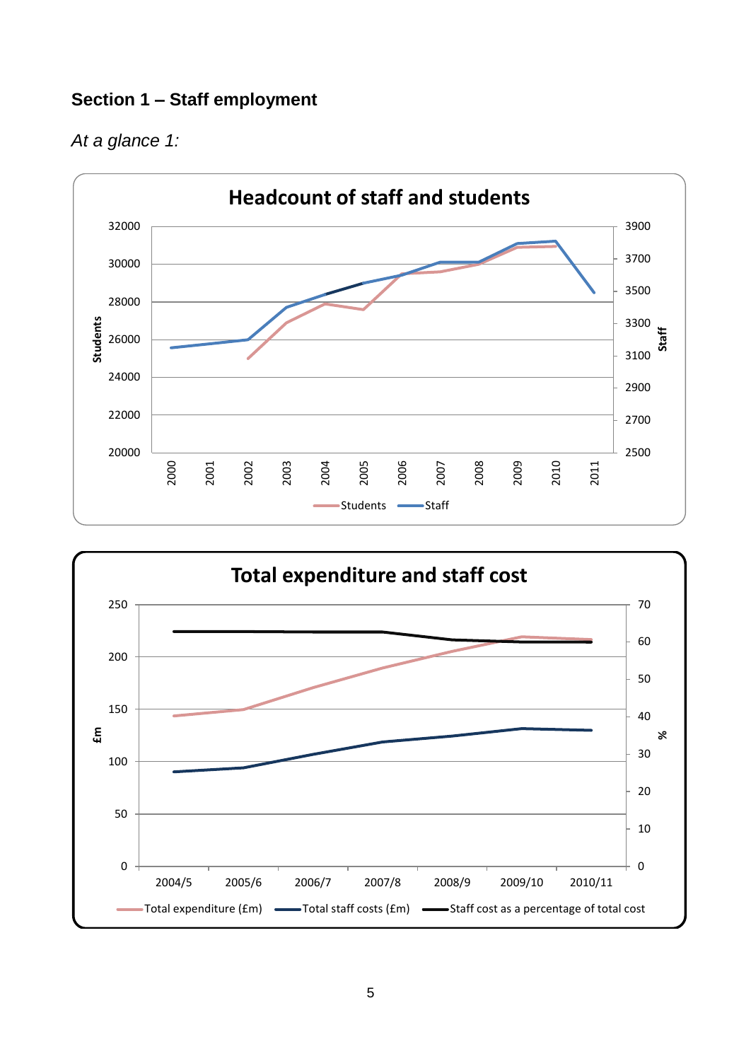## Section 1 – Staff employment

*At a glance 1:*

**Headcount of staff and students**

Students (left axis): 20000, 22000, 24000, 26000, 28000, 30000, 32000

Staff (right axis): 2500, 2700, 2900, 3100, 3300, 3500, 3700, 3900

2000, 2001, 2002, 2003, 2004, 2005, 2006, 2007, 2008, 2009, 2010, 2011

Students — Staff

**Total expenditure and staff cost**

£m (left axis): 0, 50, 100, 150, 200, 250

% (right axis): 0, 10, 20, 30, 40, 50, 60, 70

2004/5, 2005/6, 2006/7, 2007/8, 2008/9, 2009/10, 2010/11

Total expenditure (£m) — Total staff costs (£m) — Staff cost as a percentage of total cost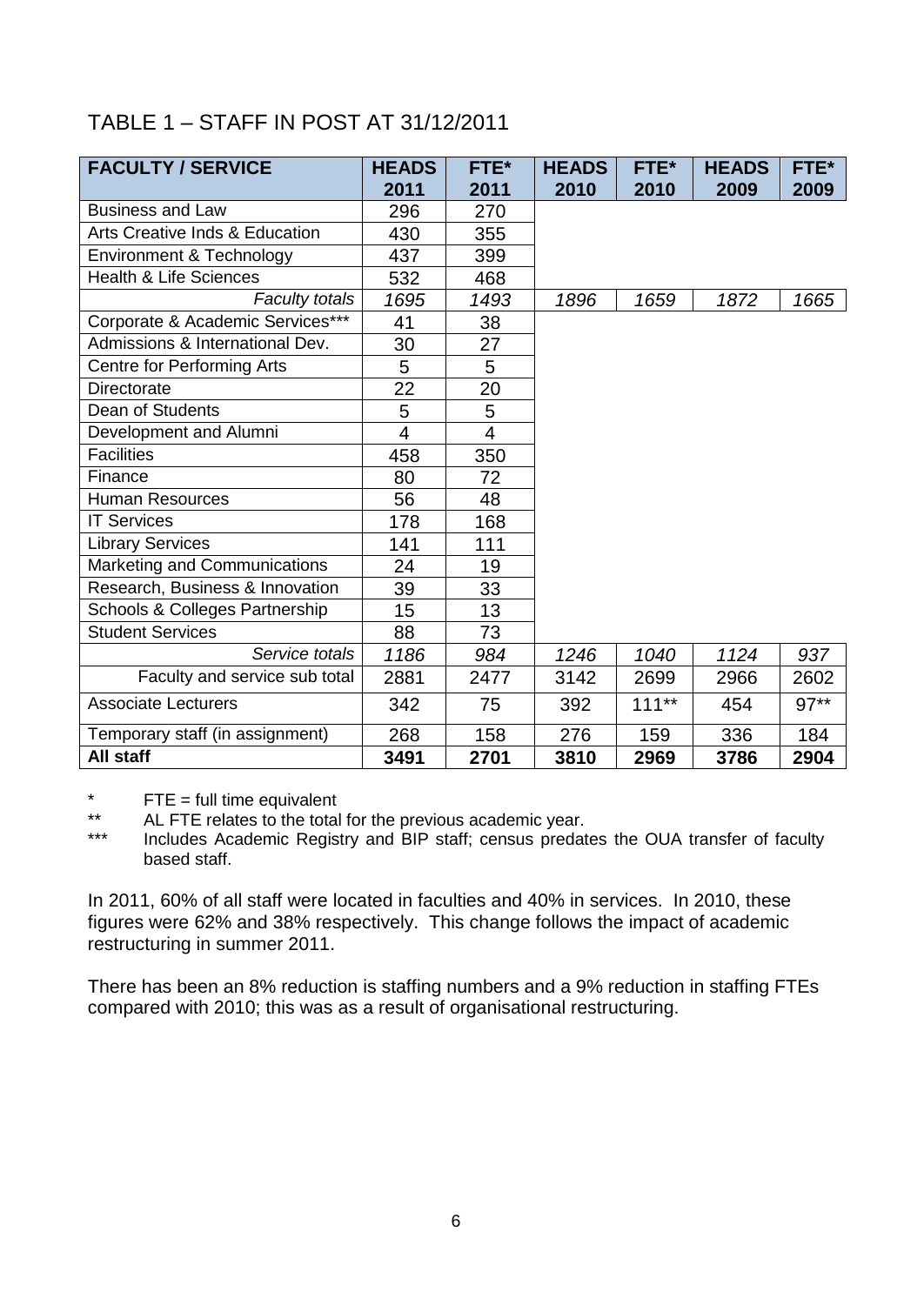## TABLE 1 – STAFF IN POST AT 31/12/2011

| FACULTY / SERVICE | HEADS 2011 | FTE* 2011 | HEADS 2010 | FTE* 2010 | HEADS 2009 | FTE* 2009 |
|---|---|---|---|---|---|---|
| Business and Law | 296 | 270 | | | | |
| Arts Creative Inds & Education | 430 | 355 | | | | |
| Environment & Technology | 437 | 399 | | | | |
| Health & Life Sciences | 532 | 468 | | | | |
| *Faculty totals* | *1695* | *1493* | *1896* | *1659* | *1872* | *1665* |
| Corporate & Academic Services*** | 41 | 38 | | | | |
| Admissions & International Dev. | 30 | 27 | | | | |
| Centre for Performing Arts | 5 | 5 | | | | |
| Directorate | 22 | 20 | | | | |
| Dean of Students | 5 | 5 | | | | |
| Development and Alumni | 4 | 4 | | | | |
| Facilities | 458 | 350 | | | | |
| Finance | 80 | 72 | | | | |
| Human Resources | 56 | 48 | | | | |
| IT Services | 178 | 168 | | | | |
| Library Services | 141 | 111 | | | | |
| Marketing and Communications | 24 | 19 | | | | |
| Research, Business & Innovation | 39 | 33 | | | | |
| Schools & Colleges Partnership | 15 | 13 | | | | |
| Student Services | 88 | 73 | | | | |
| *Service totals* | *1186* | *984* | *1246* | *1040* | *1124* | *937* |
| Faculty and service sub total | 2881 | 2477 | 3142 | 2699 | 2966 | 2602 |
| Associate Lecturers | 342 | 75 | 392 | 111** | 454 | 97** |
| Temporary staff (in assignment) | 268 | 158 | 276 | 159 | 336 | 184 |
| **All staff** | **3491** | **2701** | **3810** | **2969** | **3786** | **2904** |

\* FTE = full time equivalent

\** AL FTE relates to the total for the previous academic year.

\*** Includes Academic Registry and BIP staff; census predates the OUA transfer of faculty based staff.

In 2011, 60% of all staff were located in faculties and 40% in services. In 2010, these figures were 62% and 38% respectively. This change follows the impact of academic restructuring in summer 2011.

There has been an 8% reduction is staffing numbers and a 9% reduction in staffing FTEs compared with 2010; this was as a result of organisational restructuring.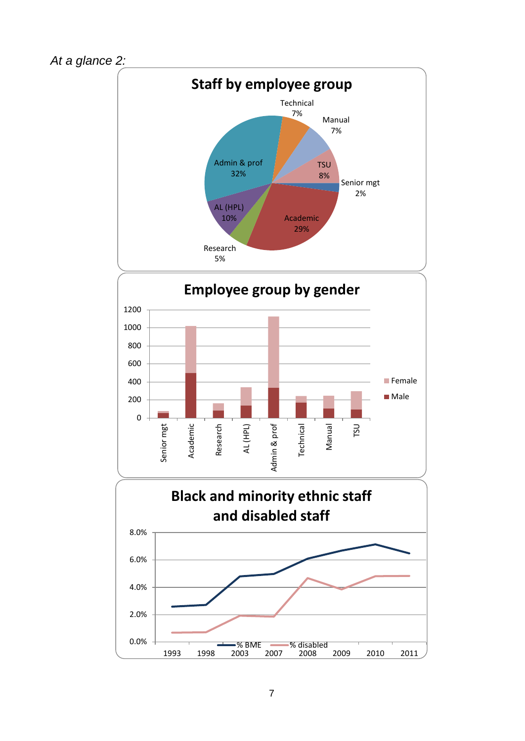*At a glance 2:*

**Staff by employee group**

Technical 7%
Manual 7%
TSU 8%
Senior mgt 2%
Academic 29%
Research 5%
AL (HPL) 10%
Admin & prof 32%

**Employee group by gender**

1200
1000
800
600
400
200
0

Senior mgt, Academic, Research, AL (HPL), Admin & prof, Technical, Manual, TSU

Female
Male

**Black and minority ethnic staff and disabled staff**

8.0%
6.0%
4.0%
2.0%
0.0%

1993, 1998, 2003, 2007, 2008, 2009, 2010, 2011

% BME
% disabled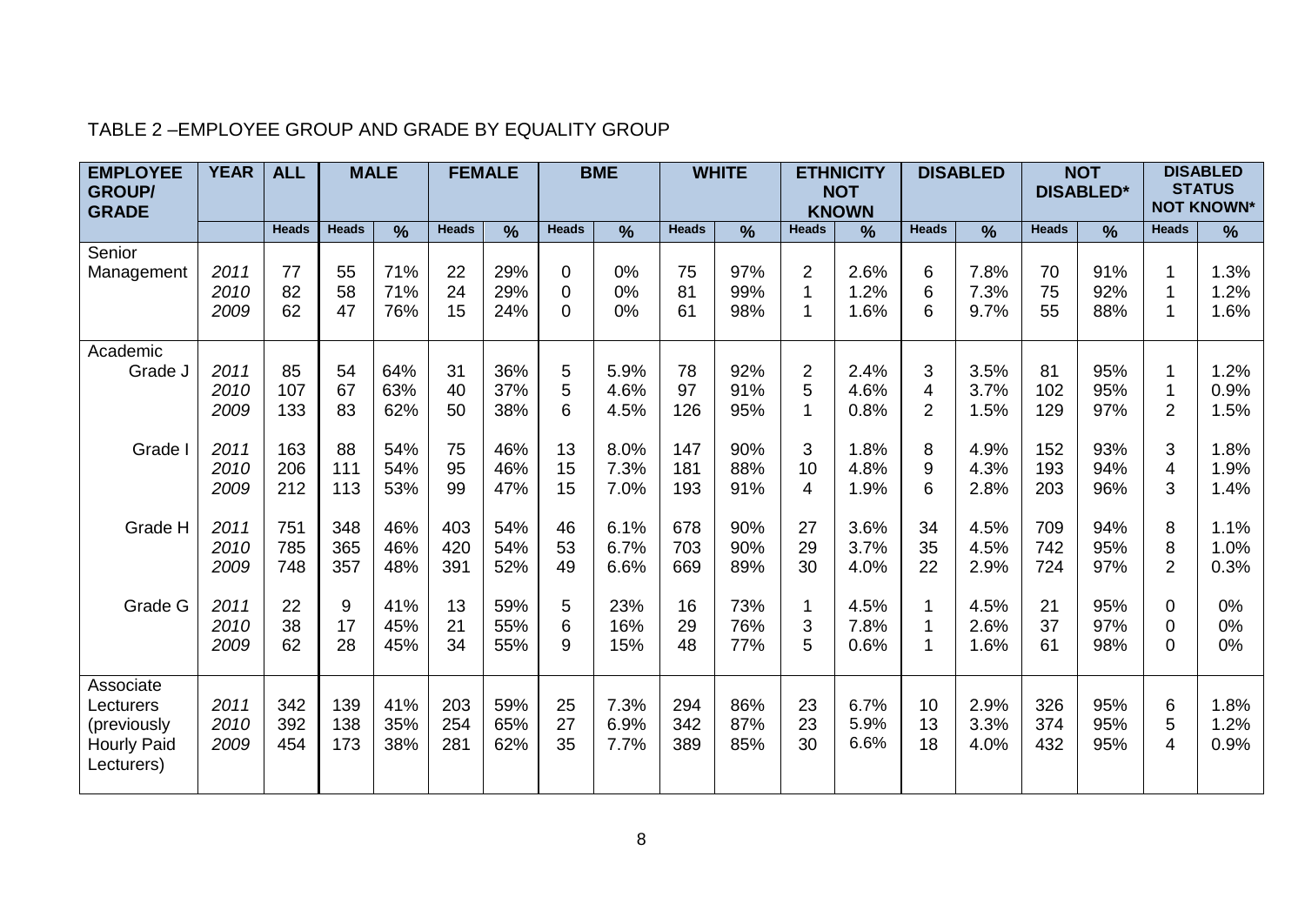TABLE 2 –EMPLOYEE GROUP AND GRADE BY EQUALITY GROUP

| EMPLOYEE GROUP/ GRADE | YEAR | ALL | MALE | | FEMALE | | BME | | WHITE | | ETHNICITY NOT KNOWN | | DISABLED | | NOT DISABLED* | | DISABLED STATUS NOT KNOWN* | |
|---|---|---|---|---|---|---|---|---|---|---|---|---|---|---|---|---|---|---|
| | | Heads | Heads | % | Heads | % | Heads | % | Heads | % | Heads | % | Heads | % | Heads | % | Heads | % |
| Senior Management | 2011 | 77 | 55 | 71% | 22 | 29% | 0 | 0% | 75 | 97% | 2 | 2.6% | 6 | 7.8% | 70 | 91% | 1 | 1.3% |
| | 2010 | 82 | 58 | 71% | 24 | 29% | 0 | 0% | 81 | 99% | 1 | 1.2% | 6 | 7.3% | 75 | 92% | 1 | 1.2% |
| | 2009 | 62 | 47 | 76% | 15 | 24% | 0 | 0% | 61 | 98% | 1 | 1.6% | 6 | 9.7% | 55 | 88% | 1 | 1.6% |
| Academic Grade J | 2011 | 85 | 54 | 64% | 31 | 36% | 5 | 5.9% | 78 | 92% | 2 | 2.4% | 3 | 3.5% | 81 | 95% | 1 | 1.2% |
| | 2010 | 107 | 67 | 63% | 40 | 37% | 5 | 4.6% | 97 | 91% | 5 | 4.6% | 4 | 3.7% | 102 | 95% | 1 | 0.9% |
| | 2009 | 133 | 83 | 62% | 50 | 38% | 6 | 4.5% | 126 | 95% | 1 | 0.8% | 2 | 1.5% | 129 | 97% | 2 | 1.5% |
| Grade I | 2011 | 163 | 88 | 54% | 75 | 46% | 13 | 8.0% | 147 | 90% | 3 | 1.8% | 8 | 4.9% | 152 | 93% | 3 | 1.8% |
| | 2010 | 206 | 111 | 54% | 95 | 46% | 15 | 7.3% | 181 | 88% | 10 | 4.8% | 9 | 4.3% | 193 | 94% | 4 | 1.9% |
| | 2009 | 212 | 113 | 53% | 99 | 47% | 15 | 7.0% | 193 | 91% | 4 | 1.9% | 6 | 2.8% | 203 | 96% | 3 | 1.4% |
| Grade H | 2011 | 751 | 348 | 46% | 403 | 54% | 46 | 6.1% | 678 | 90% | 27 | 3.6% | 34 | 4.5% | 709 | 94% | 8 | 1.1% |
| | 2010 | 785 | 365 | 46% | 420 | 54% | 53 | 6.7% | 703 | 90% | 29 | 3.7% | 35 | 4.5% | 742 | 95% | 8 | 1.0% |
| | 2009 | 748 | 357 | 48% | 391 | 52% | 49 | 6.6% | 669 | 89% | 30 | 4.0% | 22 | 2.9% | 724 | 97% | 2 | 0.3% |
| Grade G | 2011 | 22 | 9 | 41% | 13 | 59% | 5 | 23% | 16 | 73% | 1 | 4.5% | 1 | 4.5% | 21 | 95% | 0 | 0% |
| | 2010 | 38 | 17 | 45% | 21 | 55% | 6 | 16% | 29 | 76% | 3 | 7.8% | 1 | 2.6% | 37 | 97% | 0 | 0% |
| | 2009 | 62 | 28 | 45% | 34 | 55% | 9 | 15% | 48 | 77% | 5 | 0.6% | 1 | 1.6% | 61 | 98% | 0 | 0% |
| Associate Lecturers (previously Hourly Paid Lecturers) | 2011 | 342 | 139 | 41% | 203 | 59% | 25 | 7.3% | 294 | 86% | 23 | 6.7% | 10 | 2.9% | 326 | 95% | 6 | 1.8% |
| | 2010 | 392 | 138 | 35% | 254 | 65% | 27 | 6.9% | 342 | 87% | 23 | 5.9% | 13 | 3.3% | 374 | 95% | 5 | 1.2% |
| | 2009 | 454 | 173 | 38% | 281 | 62% | 35 | 7.7% | 389 | 85% | 30 | 6.6% | 18 | 4.0% | 432 | 95% | 4 | 0.9% |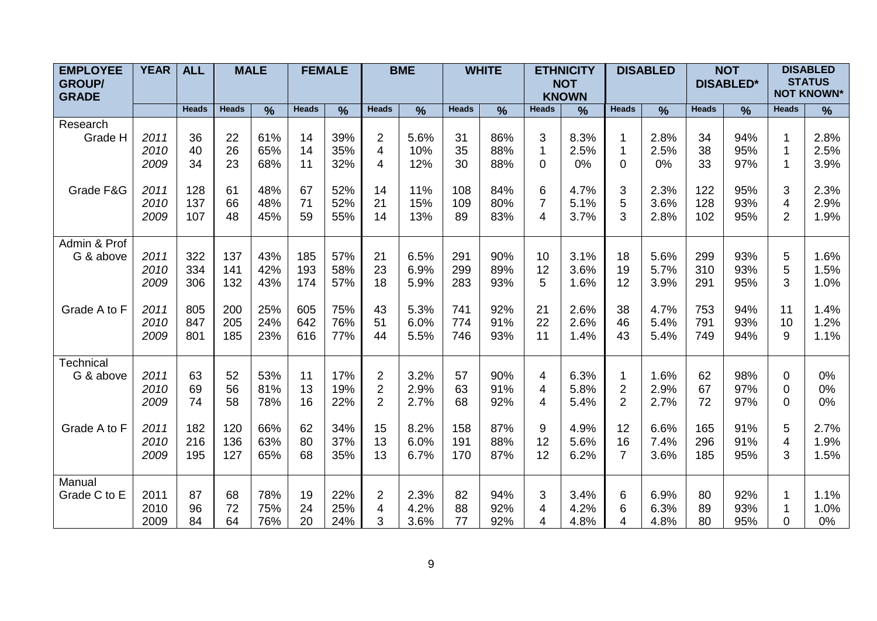| EMPLOYEE GROUP/ GRADE | YEAR | ALL | MALE | | FEMALE | | BME | | WHITE | | ETHNICITY NOT KNOWN | | DISABLED | | NOT DISABLED* | | DISABLED STATUS NOT KNOWN* | |
|---|---|---|---|---|---|---|---|---|---|---|---|---|---|---|---|---|---|---|
| | | Heads | Heads | % | Heads | % | Heads | % | Heads | % | Heads | % | Heads | % | Heads | % | Heads | % |
| Research | | | | | | | | | | | | | | | | | | |
| Grade H | 2011 | 36 | 22 | 61% | 14 | 39% | 2 | 5.6% | 31 | 86% | 3 | 8.3% | 1 | 2.8% | 34 | 94% | 1 | 2.8% |
| | 2010 | 40 | 26 | 65% | 14 | 35% | 4 | 10% | 35 | 88% | 1 | 2.5% | 1 | 2.5% | 38 | 95% | 1 | 2.5% |
| | 2009 | 34 | 23 | 68% | 11 | 32% | 4 | 12% | 30 | 88% | 0 | 0% | 0 | 0% | 33 | 97% | 1 | 3.9% |
| Grade F&G | 2011 | 128 | 61 | 48% | 67 | 52% | 14 | 11% | 108 | 84% | 6 | 4.7% | 3 | 2.3% | 122 | 95% | 3 | 2.3% |
| | 2010 | 137 | 66 | 48% | 71 | 52% | 21 | 15% | 109 | 80% | 7 | 5.1% | 5 | 3.6% | 128 | 93% | 4 | 2.9% |
| | 2009 | 107 | 48 | 45% | 59 | 55% | 14 | 13% | 89 | 83% | 4 | 3.7% | 3 | 2.8% | 102 | 95% | 2 | 1.9% |
| Admin & Prof | | | | | | | | | | | | | | | | | | |
| G & above | 2011 | 322 | 137 | 43% | 185 | 57% | 21 | 6.5% | 291 | 90% | 10 | 3.1% | 18 | 5.6% | 299 | 93% | 5 | 1.6% |
| | 2010 | 334 | 141 | 42% | 193 | 58% | 23 | 6.9% | 299 | 89% | 12 | 3.6% | 19 | 5.7% | 310 | 93% | 5 | 1.5% |
| | 2009 | 306 | 132 | 43% | 174 | 57% | 18 | 5.9% | 283 | 93% | 5 | 1.6% | 12 | 3.9% | 291 | 95% | 3 | 1.0% |
| Grade A to F | 2011 | 805 | 200 | 25% | 605 | 75% | 43 | 5.3% | 741 | 92% | 21 | 2.6% | 38 | 4.7% | 753 | 94% | 11 | 1.4% |
| | 2010 | 847 | 205 | 24% | 642 | 76% | 51 | 6.0% | 774 | 91% | 22 | 2.6% | 46 | 5.4% | 791 | 93% | 10 | 1.2% |
| | 2009 | 801 | 185 | 23% | 616 | 77% | 44 | 5.5% | 746 | 93% | 11 | 1.4% | 43 | 5.4% | 749 | 94% | 9 | 1.1% |
| Technical | | | | | | | | | | | | | | | | | | |
| G & above | 2011 | 63 | 52 | 53% | 11 | 17% | 2 | 3.2% | 57 | 90% | 4 | 6.3% | 1 | 1.6% | 62 | 98% | 0 | 0% |
| | 2010 | 69 | 56 | 81% | 13 | 19% | 2 | 2.9% | 63 | 91% | 4 | 5.8% | 2 | 2.9% | 67 | 97% | 0 | 0% |
| | 2009 | 74 | 58 | 78% | 16 | 22% | 2 | 2.7% | 68 | 92% | 4 | 5.4% | 2 | 2.7% | 72 | 97% | 0 | 0% |
| Grade A to F | 2011 | 182 | 120 | 66% | 62 | 34% | 15 | 8.2% | 158 | 87% | 9 | 4.9% | 12 | 6.6% | 165 | 91% | 5 | 2.7% |
| | 2010 | 216 | 136 | 63% | 80 | 37% | 13 | 6.0% | 191 | 88% | 12 | 5.6% | 16 | 7.4% | 296 | 91% | 4 | 1.9% |
| | 2009 | 195 | 127 | 65% | 68 | 35% | 13 | 6.7% | 170 | 87% | 12 | 6.2% | 7 | 3.6% | 185 | 95% | 3 | 1.5% |
| Manual | | | | | | | | | | | | | | | | | | |
| Grade C to E | 2011 | 87 | 68 | 78% | 19 | 22% | 2 | 2.3% | 82 | 94% | 3 | 3.4% | 6 | 6.9% | 80 | 92% | 1 | 1.1% |
| | 2010 | 96 | 72 | 75% | 24 | 25% | 4 | 4.2% | 88 | 92% | 4 | 4.2% | 6 | 6.3% | 89 | 93% | 1 | 1.0% |
| | 2009 | 84 | 64 | 76% | 20 | 24% | 3 | 3.6% | 77 | 92% | 4 | 4.8% | 4 | 4.8% | 80 | 95% | 0 | 0% |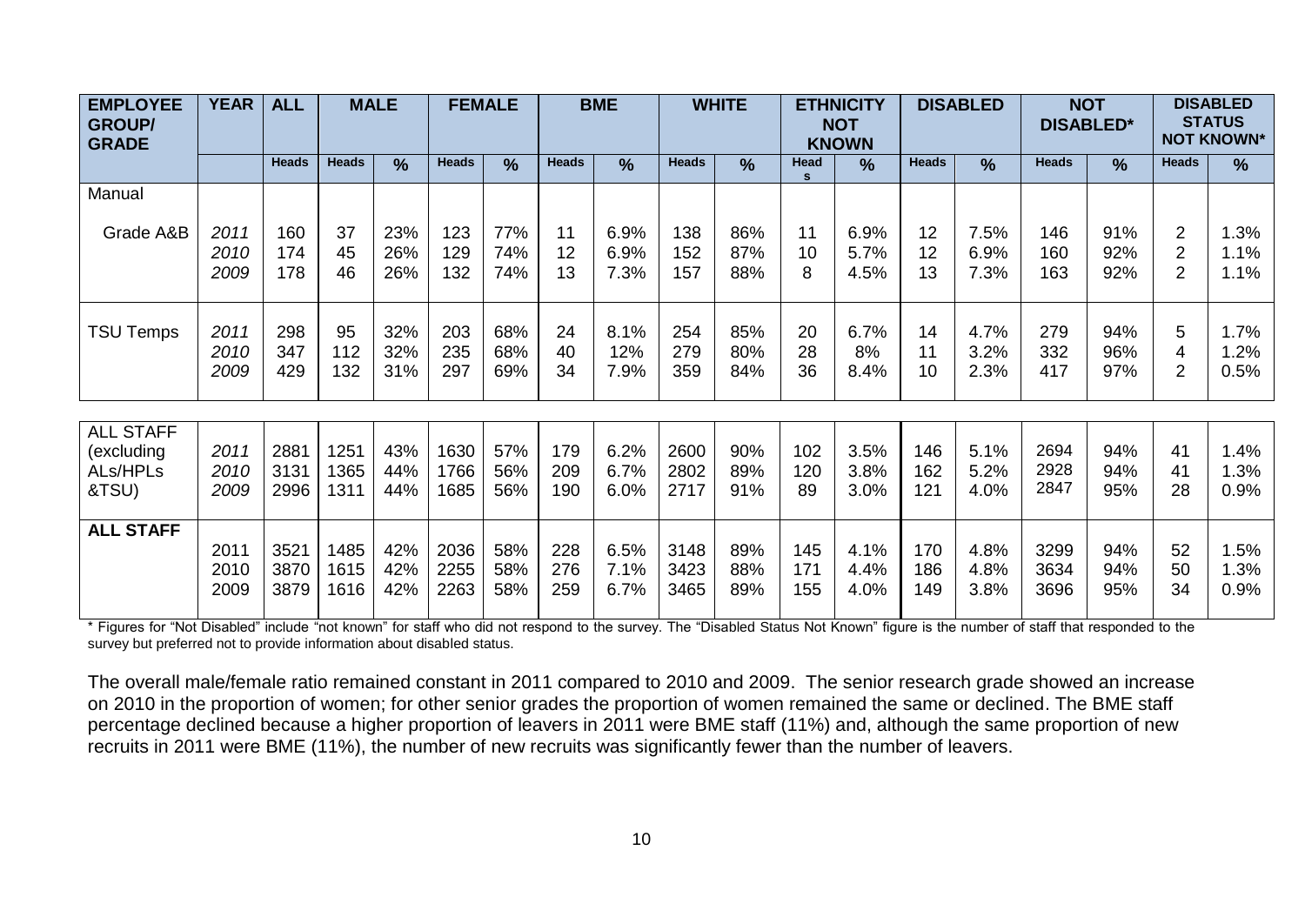| EMPLOYEE GROUP/ GRADE | YEAR | ALL | MALE | | FEMALE | | BME | | WHITE | | ETHNICITY NOT KNOWN | | DISABLED | | NOT DISABLED* | | DISABLED STATUS NOT KNOWN* | |
|---|---|---|---|---|---|---|---|---|---|---|---|---|---|---|---|---|---|---|
| | | Heads | Heads | % | Heads | % | Heads | % | Heads | % | Heads | % | Heads | % | Heads | % | Heads | % |
| Manual | | | | | | | | | | | | | | | | | | |
| Grade A&B | *2011* | 160 | 37 | 23% | 123 | 77% | 11 | 6.9% | 138 | 86% | 11 | 6.9% | 12 | 7.5% | 146 | 91% | 2 | 1.3% |
| | *2010* | 174 | 45 | 26% | 129 | 74% | 12 | 6.9% | 152 | 87% | 10 | 5.7% | 12 | 6.9% | 160 | 92% | 2 | 1.1% |
| | *2009* | 178 | 46 | 26% | 132 | 74% | 13 | 7.3% | 157 | 88% | 8 | 4.5% | 13 | 7.3% | 163 | 92% | 2 | 1.1% |
| TSU Temps | *2011* | 298 | 95 | 32% | 203 | 68% | 24 | 8.1% | 254 | 85% | 20 | 6.7% | 14 | 4.7% | 279 | 94% | 5 | 1.7% |
| | *2010* | 347 | 112 | 32% | 235 | 68% | 40 | 12% | 279 | 80% | 28 | 8% | 11 | 3.2% | 332 | 96% | 4 | 1.2% |
| | *2009* | 429 | 132 | 31% | 297 | 69% | 34 | 7.9% | 359 | 84% | 36 | 8.4% | 10 | 2.3% | 417 | 97% | 2 | 0.5% |
| ALL STAFF (excluding ALs/HPLs &TSU) | *2011* | 2881 | 1251 | 43% | 1630 | 57% | 179 | 6.2% | 2600 | 90% | 102 | 3.5% | 146 | 5.1% | 2694 | 94% | 41 | 1.4% |
| | *2010* | 3131 | 1365 | 44% | 1766 | 56% | 209 | 6.7% | 2802 | 89% | 120 | 3.8% | 162 | 5.2% | 2928 | 94% | 41 | 1.3% |
| | *2009* | 2996 | 1311 | 44% | 1685 | 56% | 190 | 6.0% | 2717 | 91% | 89 | 3.0% | 121 | 4.0% | 2847 | 95% | 28 | 0.9% |
| **ALL STAFF** | 2011 | 3521 | 1485 | 42% | 2036 | 58% | 228 | 6.5% | 3148 | 89% | 145 | 4.1% | 170 | 4.8% | 3299 | 94% | 52 | 1.5% |
| | 2010 | 3870 | 1615 | 42% | 2255 | 58% | 276 | 7.1% | 3423 | 88% | 171 | 4.4% | 186 | 4.8% | 3634 | 94% | 50 | 1.3% |
| | 2009 | 3879 | 1616 | 42% | 2263 | 58% | 259 | 6.7% | 3465 | 89% | 155 | 4.0% | 149 | 3.8% | 3696 | 95% | 34 | 0.9% |

* Figures for "Not Disabled" include "not known" for staff who did not respond to the survey. The "Disabled Status Not Known" figure is the number of staff that responded to the survey but preferred not to provide information about disabled status.

The overall male/female ratio remained constant in 2011 compared to 2010 and 2009. The senior research grade showed an increase on 2010 in the proportion of women; for other senior grades the proportion of women remained the same or declined. The BME staff percentage declined because a higher proportion of leavers in 2011 were BME staff (11%) and, although the same proportion of new recruits in 2011 were BME (11%), the number of new recruits was significantly fewer than the number of leavers.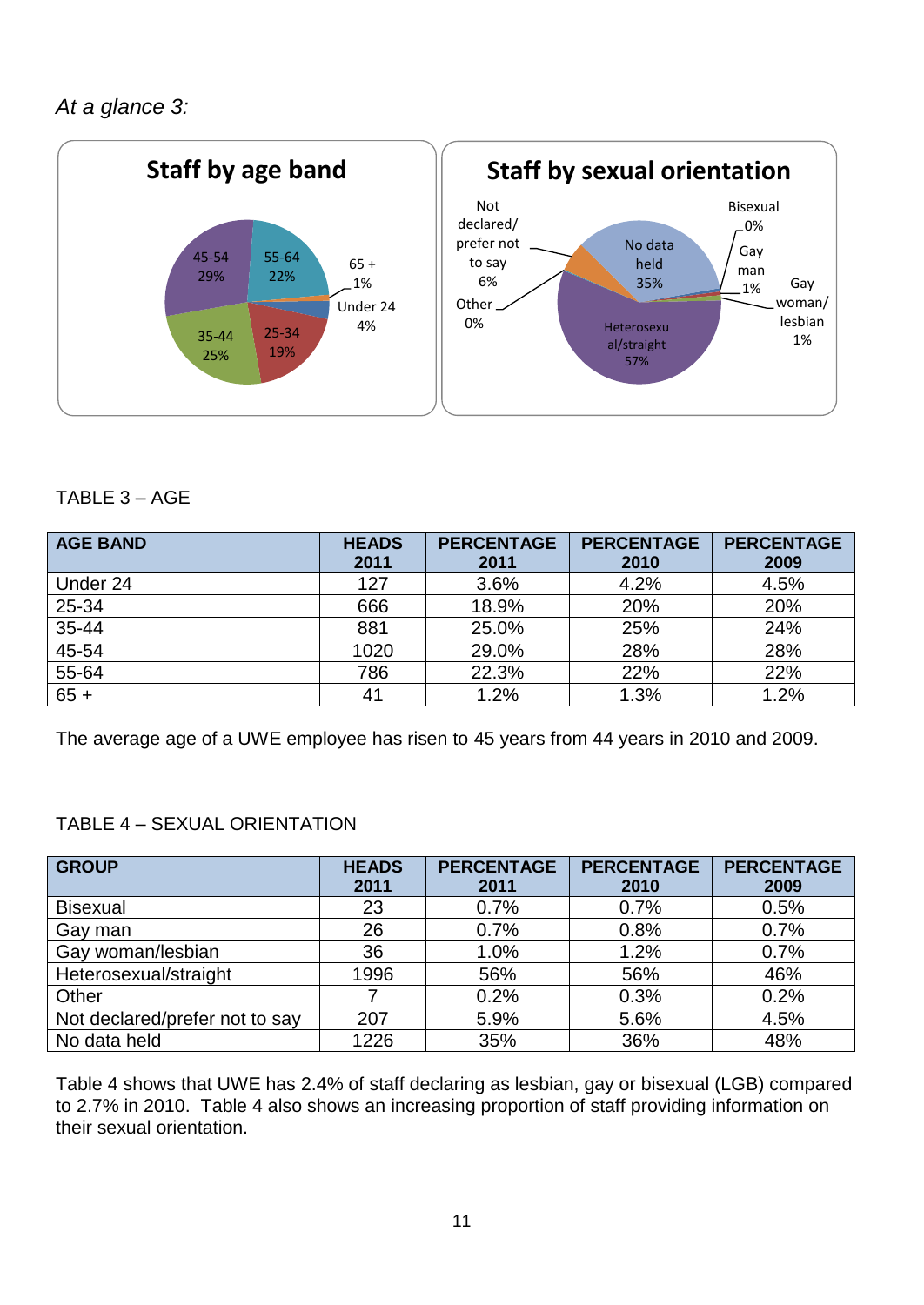*At a glance 3:*

**Staff by age band**

45-54 29%
55-64 22%
65 + 1%
Under 24 4%
25-34 19%
35-44 25%

**Staff by sexual orientation**

Not declared/ prefer not to say 6%
Other 0%
No data held 35%
Heterosexual/straight 57%
Bisexual 0%
Gay man 1%
Gay woman/ lesbian 1%

TABLE 3 – AGE

| AGE BAND | HEADS 2011 | PERCENTAGE 2011 | PERCENTAGE 2010 | PERCENTAGE 2009 |
|---|---|---|---|---|
| Under 24 | 127 | 3.6% | 4.2% | 4.5% |
| 25-34 | 666 | 18.9% | 20% | 20% |
| 35-44 | 881 | 25.0% | 25% | 24% |
| 45-54 | 1020 | 29.0% | 28% | 28% |
| 55-64 | 786 | 22.3% | 22% | 22% |
| 65 + | 41 | 1.2% | 1.3% | 1.2% |

The average age of a UWE employee has risen to 45 years from 44 years in 2010 and 2009.

TABLE 4 – SEXUAL ORIENTATION

| GROUP | HEADS 2011 | PERCENTAGE 2011 | PERCENTAGE 2010 | PERCENTAGE 2009 |
|---|---|---|---|---|
| Bisexual | 23 | 0.7% | 0.7% | 0.5% |
| Gay man | 26 | 0.7% | 0.8% | 0.7% |
| Gay woman/lesbian | 36 | 1.0% | 1.2% | 0.7% |
| Heterosexual/straight | 1996 | 56% | 56% | 46% |
| Other | 7 | 0.2% | 0.3% | 0.2% |
| Not declared/prefer not to say | 207 | 5.9% | 5.6% | 4.5% |
| No data held | 1226 | 35% | 36% | 48% |

Table 4 shows that UWE has 2.4% of staff declaring as lesbian, gay or bisexual (LGB) compared to 2.7% in 2010. Table 4 also shows an increasing proportion of staff providing information on their sexual orientation.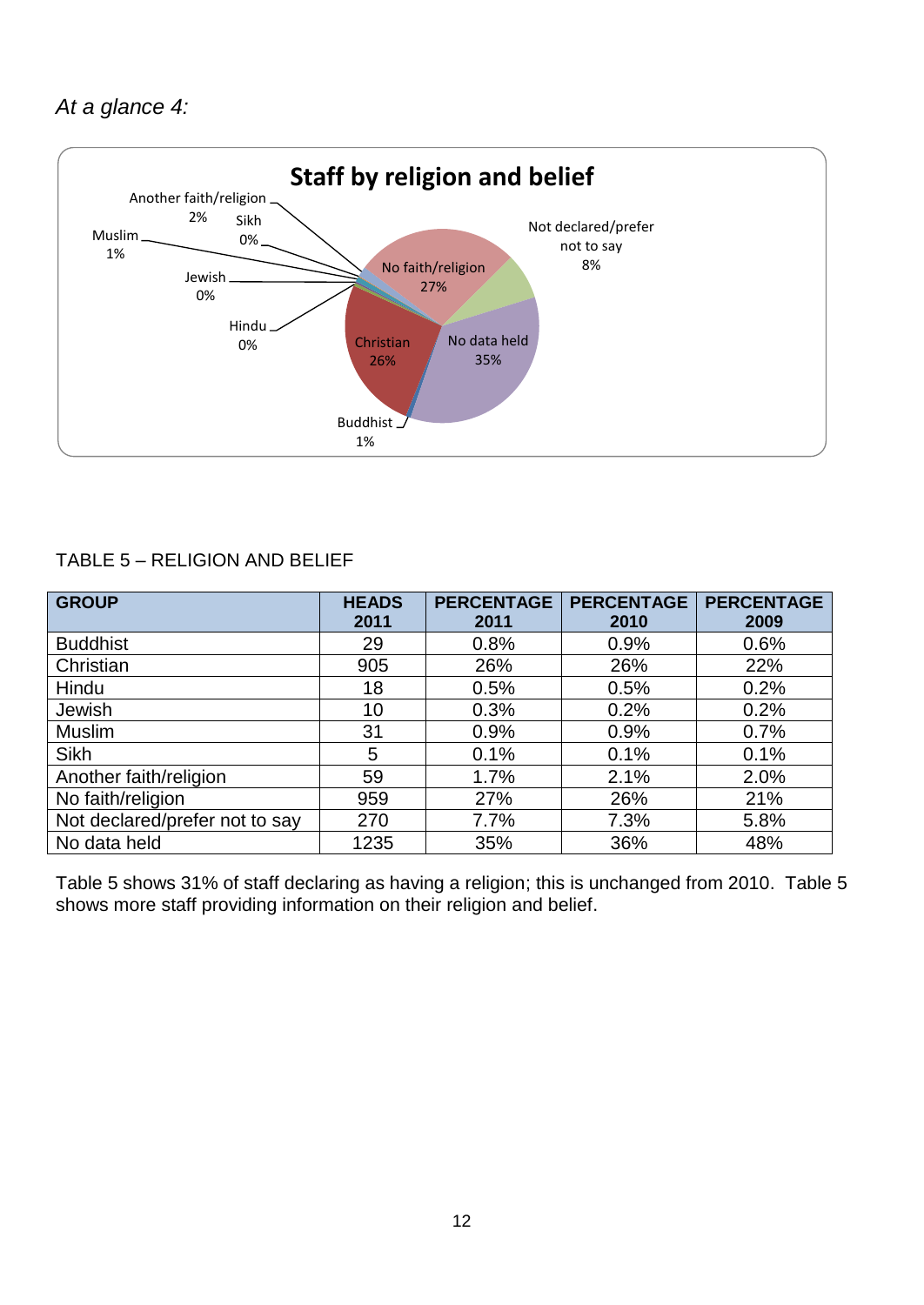*At a glance 4:*

**Staff by religion and belief**

Another faith/religion 2%
Sikh 0%
Muslim 1%
Jewish 0%
Hindu 0%
No faith/religion 27%
Not declared/prefer not to say 8%
Christian 26%
No data held 35%
Buddhist 1%

TABLE 5 – RELIGION AND BELIEF

| GROUP | HEADS 2011 | PERCENTAGE 2011 | PERCENTAGE 2010 | PERCENTAGE 2009 |
|---|---|---|---|---|
| Buddhist | 29 | 0.8% | 0.9% | 0.6% |
| Christian | 905 | 26% | 26% | 22% |
| Hindu | 18 | 0.5% | 0.5% | 0.2% |
| Jewish | 10 | 0.3% | 0.2% | 0.2% |
| Muslim | 31 | 0.9% | 0.9% | 0.7% |
| Sikh | 5 | 0.1% | 0.1% | 0.1% |
| Another faith/religion | 59 | 1.7% | 2.1% | 2.0% |
| No faith/religion | 959 | 27% | 26% | 21% |
| Not declared/prefer not to say | 270 | 7.7% | 7.3% | 5.8% |
| No data held | 1235 | 35% | 36% | 48% |

Table 5 shows 31% of staff declaring as having a religion; this is unchanged from 2010. Table 5 shows more staff providing information on their religion and belief.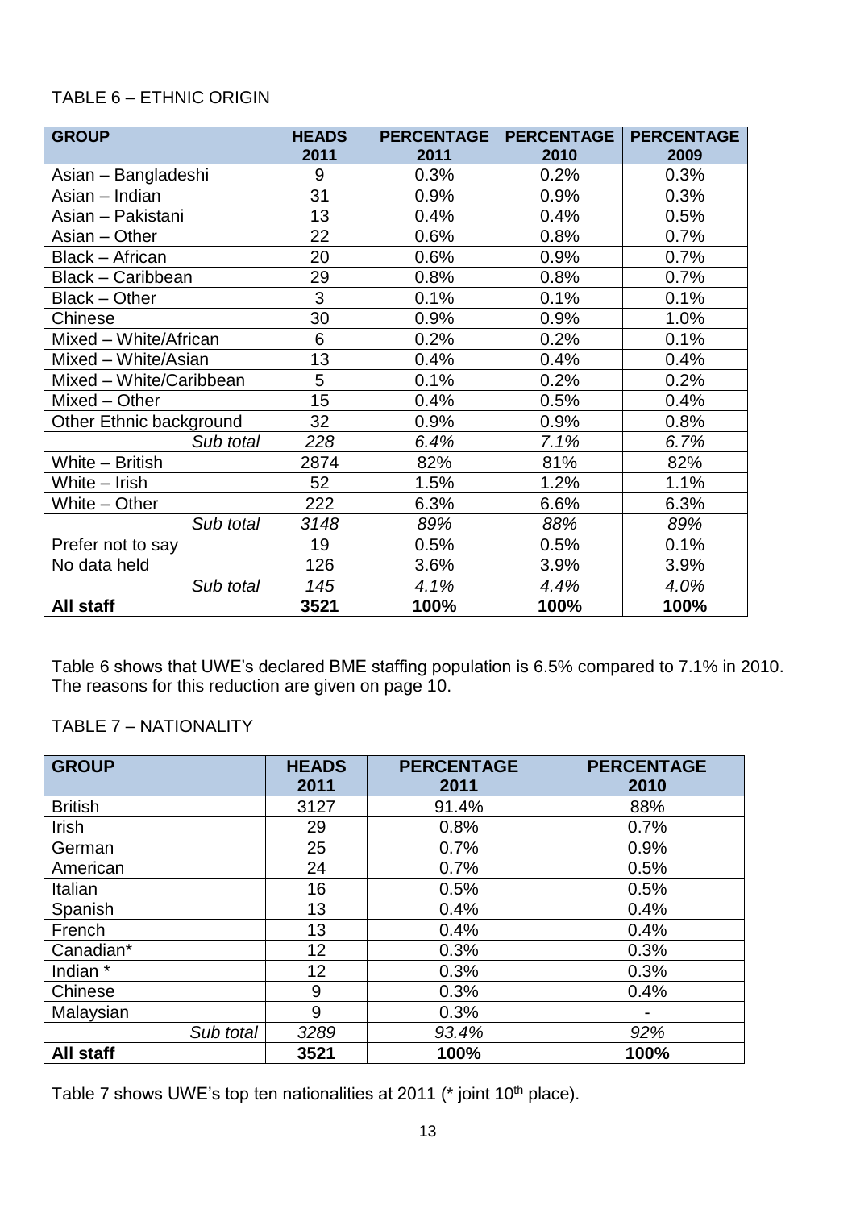TABLE 6 – ETHNIC ORIGIN

| GROUP | HEADS 2011 | PERCENTAGE 2011 | PERCENTAGE 2010 | PERCENTAGE 2009 |
|---|---|---|---|---|
| Asian – Bangladeshi | 9 | 0.3% | 0.2% | 0.3% |
| Asian – Indian | 31 | 0.9% | 0.9% | 0.3% |
| Asian – Pakistani | 13 | 0.4% | 0.4% | 0.5% |
| Asian – Other | 22 | 0.6% | 0.8% | 0.7% |
| Black – African | 20 | 0.6% | 0.9% | 0.7% |
| Black – Caribbean | 29 | 0.8% | 0.8% | 0.7% |
| Black – Other | 3 | 0.1% | 0.1% | 0.1% |
| Chinese | 30 | 0.9% | 0.9% | 1.0% |
| Mixed – White/African | 6 | 0.2% | 0.2% | 0.1% |
| Mixed – White/Asian | 13 | 0.4% | 0.4% | 0.4% |
| Mixed – White/Caribbean | 5 | 0.1% | 0.2% | 0.2% |
| Mixed – Other | 15 | 0.4% | 0.5% | 0.4% |
| Other Ethnic background | 32 | 0.9% | 0.9% | 0.8% |
| *Sub total* | *228* | *6.4%* | *7.1%* | *6.7%* |
| White – British | 2874 | 82% | 81% | 82% |
| White – Irish | 52 | 1.5% | 1.2% | 1.1% |
| White – Other | 222 | 6.3% | 6.6% | 6.3% |
| *Sub total* | *3148* | *89%* | *88%* | *89%* |
| Prefer not to say | 19 | 0.5% | 0.5% | 0.1% |
| No data held | 126 | 3.6% | 3.9% | 3.9% |
| *Sub total* | *145* | *4.1%* | *4.4%* | *4.0%* |
| **All staff** | **3521** | **100%** | **100%** | **100%** |

Table 6 shows that UWE's declared BME staffing population is 6.5% compared to 7.1% in 2010. The reasons for this reduction are given on page 10.

TABLE 7 – NATIONALITY

| GROUP | HEADS 2011 | PERCENTAGE 2011 | PERCENTAGE 2010 |
|---|---|---|---|
| British | 3127 | 91.4% | 88% |
| Irish | 29 | 0.8% | 0.7% |
| German | 25 | 0.7% | 0.9% |
| American | 24 | 0.7% | 0.5% |
| Italian | 16 | 0.5% | 0.5% |
| Spanish | 13 | 0.4% | 0.4% |
| French | 13 | 0.4% | 0.4% |
| Canadian* | 12 | 0.3% | 0.3% |
| Indian * | 12 | 0.3% | 0.3% |
| Chinese | 9 | 0.3% | 0.4% |
| Malaysian | 9 | 0.3% | - |
| *Sub total* | *3289* | *93.4%* | *92%* |
| **All staff** | **3521** | **100%** | **100%** |

Table 7 shows UWE's top ten nationalities at 2011 (* joint 10th place).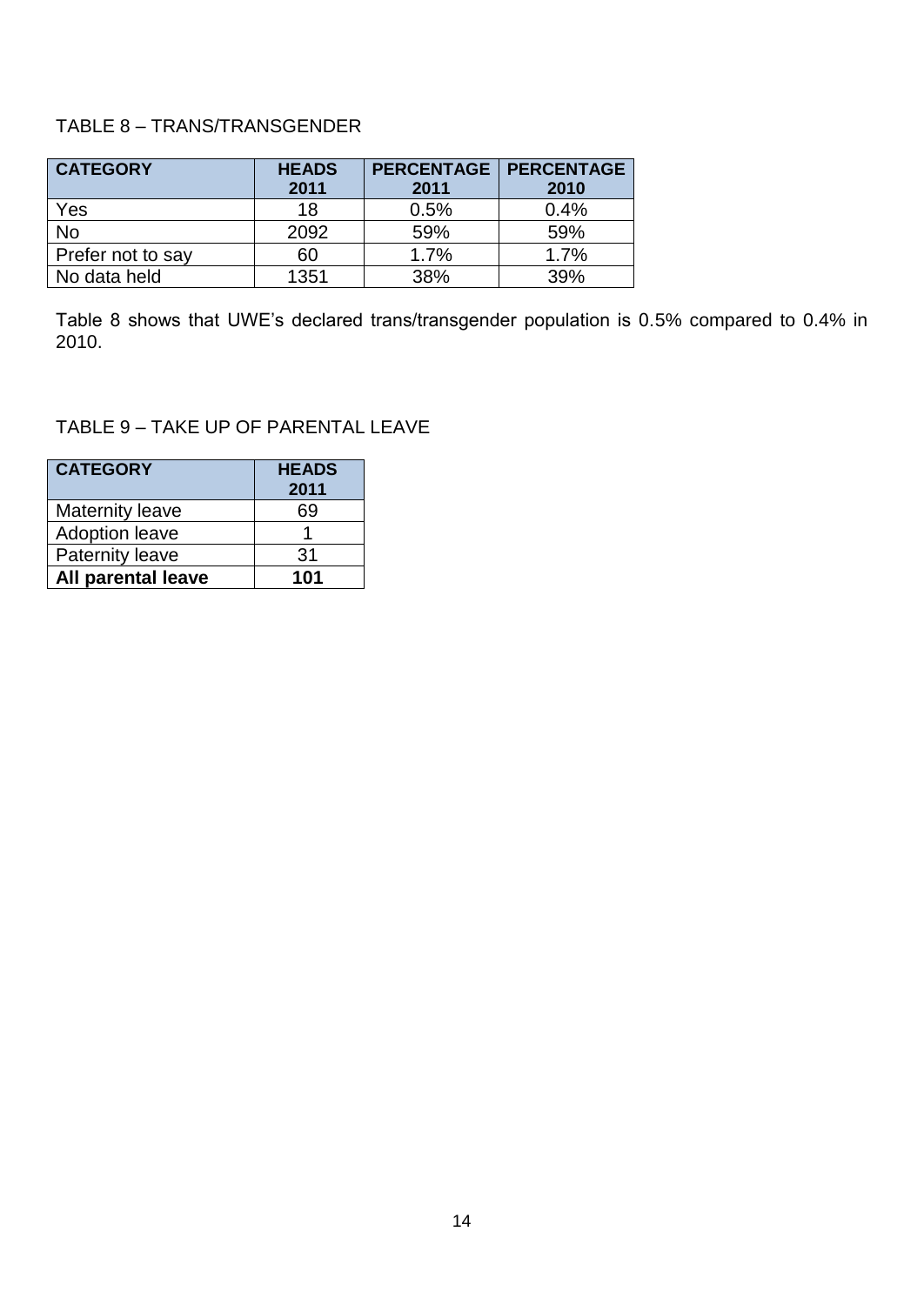TABLE 8 – TRANS/TRANSGENDER

| CATEGORY | HEADS 2011 | PERCENTAGE 2011 | PERCENTAGE 2010 |
| --- | --- | --- | --- |
| Yes | 18 | 0.5% | 0.4% |
| No | 2092 | 59% | 59% |
| Prefer not to say | 60 | 1.7% | 1.7% |
| No data held | 1351 | 38% | 39% |

Table 8 shows that UWE's declared trans/transgender population is 0.5% compared to 0.4% in 2010.

TABLE 9 – TAKE UP OF PARENTAL LEAVE

| CATEGORY | HEADS 2011 |
| --- | --- |
| Maternity leave | 69 |
| Adoption leave | 1 |
| Paternity leave | 31 |
| **All parental leave** | **101** |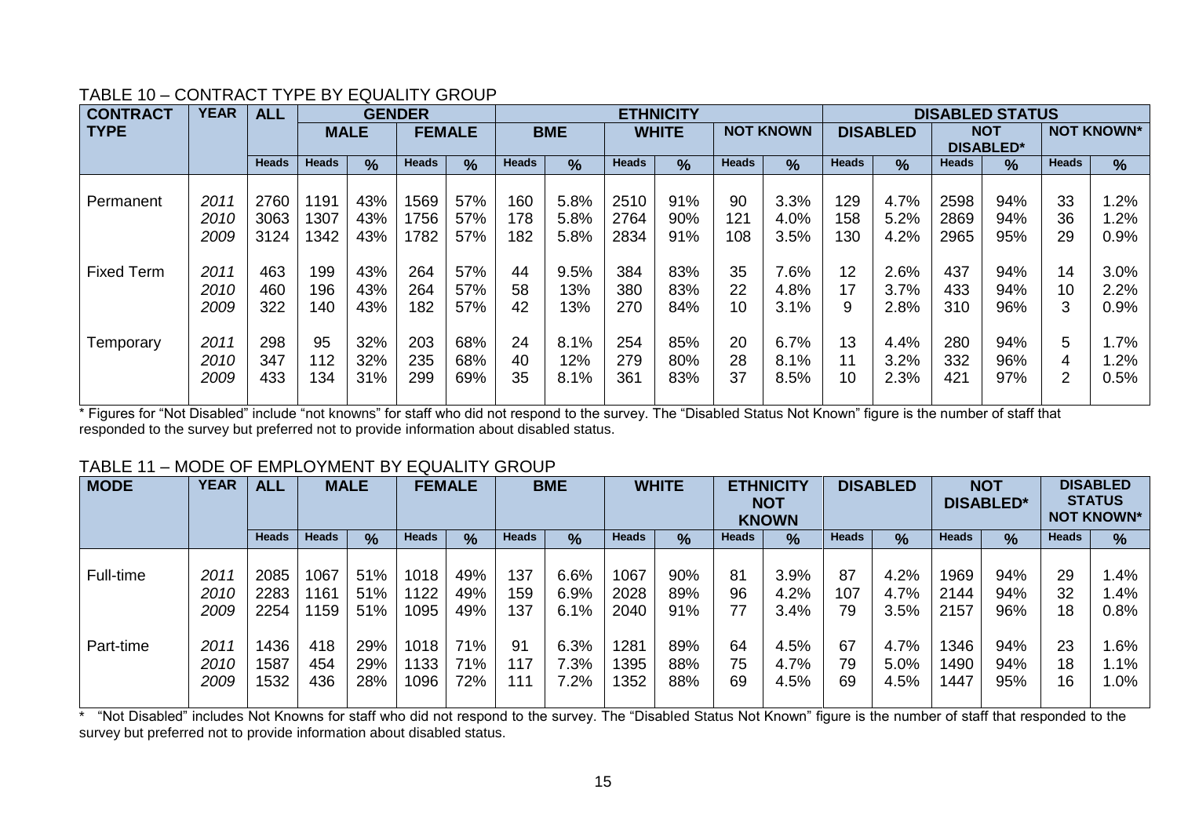TABLE 10 – CONTRACT TYPE BY EQUALITY GROUP

| CONTRACT TYPE | YEAR | ALL | GENDER | | | | ETHNICITY | | | | | | DISABLED STATUS | | | | | |
|---|---|---|---|---|---|---|---|---|---|---|---|---|---|---|---|---|---|---|
| | | | MALE | | FEMALE | | BME | | WHITE | | NOT KNOWN | | DISABLED | | NOT DISABLED* | | NOT KNOWN* | |
| | | Heads | Heads | % | Heads | % | Heads | % | Heads | % | Heads | % | Heads | % | Heads | % | Heads | % |
| Permanent | 2011 | 2760 | 1191 | 43% | 1569 | 57% | 160 | 5.8% | 2510 | 91% | 90 | 3.3% | 129 | 4.7% | 2598 | 94% | 33 | 1.2% |
| | 2010 | 3063 | 1307 | 43% | 1756 | 57% | 178 | 5.8% | 2764 | 90% | 121 | 4.0% | 158 | 5.2% | 2869 | 94% | 36 | 1.2% |
| | 2009 | 3124 | 1342 | 43% | 1782 | 57% | 182 | 5.8% | 2834 | 91% | 108 | 3.5% | 130 | 4.2% | 2965 | 95% | 29 | 0.9% |
| Fixed Term | 2011 | 463 | 199 | 43% | 264 | 57% | 44 | 9.5% | 384 | 83% | 35 | 7.6% | 12 | 2.6% | 437 | 94% | 14 | 3.0% |
| | 2010 | 460 | 196 | 43% | 264 | 57% | 58 | 13% | 380 | 83% | 22 | 4.8% | 17 | 3.7% | 433 | 94% | 10 | 2.2% |
| | 2009 | 322 | 140 | 43% | 182 | 57% | 42 | 13% | 270 | 84% | 10 | 3.1% | 9 | 2.8% | 310 | 96% | 3 | 0.9% |
| Temporary | 2011 | 298 | 95 | 32% | 203 | 68% | 24 | 8.1% | 254 | 85% | 20 | 6.7% | 13 | 4.4% | 280 | 94% | 5 | 1.7% |
| | 2010 | 347 | 112 | 32% | 235 | 68% | 40 | 12% | 279 | 80% | 28 | 8.1% | 11 | 3.2% | 332 | 96% | 4 | 1.2% |
| | 2009 | 433 | 134 | 31% | 299 | 69% | 35 | 8.1% | 361 | 83% | 37 | 8.5% | 10 | 2.3% | 421 | 97% | 2 | 0.5% |

* Figures for "Not Disabled" include "not knowns" for staff who did not respond to the survey. The "Disabled Status Not Known" figure is the number of staff that responded to the survey but preferred not to provide information about disabled status.

TABLE 11 – MODE OF EMPLOYMENT BY EQUALITY GROUP

| MODE | YEAR | ALL | MALE | | FEMALE | | BME | | WHITE | | ETHNICITY NOT KNOWN | | DISABLED | | NOT DISABLED* | | DISABLED STATUS NOT KNOWN* | |
|---|---|---|---|---|---|---|---|---|---|---|---|---|---|---|---|---|---|---|
| | | Heads | Heads | % | Heads | % | Heads | % | Heads | % | Heads | % | Heads | % | Heads | % | Heads | % |
| Full-time | 2011 | 2085 | 1067 | 51% | 1018 | 49% | 137 | 6.6% | 1067 | 90% | 81 | 3.9% | 87 | 4.2% | 1969 | 94% | 29 | 1.4% |
| | 2010 | 2283 | 1161 | 51% | 1122 | 49% | 159 | 6.9% | 2028 | 89% | 96 | 4.2% | 107 | 4.7% | 2144 | 94% | 32 | 1.4% |
| | 2009 | 2254 | 1159 | 51% | 1095 | 49% | 137 | 6.1% | 2040 | 91% | 77 | 3.4% | 79 | 3.5% | 2157 | 96% | 18 | 0.8% |
| Part-time | 2011 | 1436 | 418 | 29% | 1018 | 71% | 91 | 6.3% | 1281 | 89% | 64 | 4.5% | 67 | 4.7% | 1346 | 94% | 23 | 1.6% |
| | 2010 | 1587 | 454 | 29% | 1133 | 71% | 117 | 7.3% | 1395 | 88% | 75 | 4.7% | 79 | 5.0% | 1490 | 94% | 18 | 1.1% |
| | 2009 | 1532 | 436 | 28% | 1096 | 72% | 111 | 7.2% | 1352 | 88% | 69 | 4.5% | 69 | 4.5% | 1447 | 95% | 16 | 1.0% |

* "Not Disabled" includes Not Knowns for staff who did not respond to the survey. The "Disabled Status Not Known" figure is the number of staff that responded to the survey but preferred not to provide information about disabled status.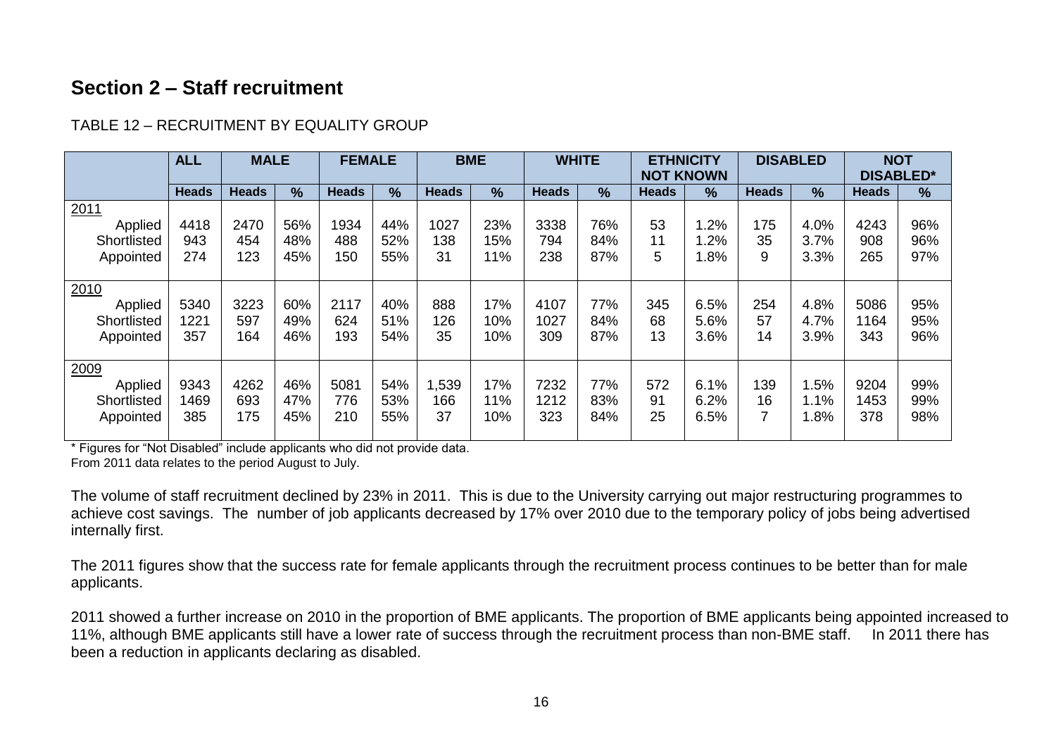## Section 2 – Staff recruitment

TABLE 12 – RECRUITMENT BY EQUALITY GROUP

| | ALL | MALE | | FEMALE | | BME | | WHITE | | ETHNICITY NOT KNOWN | | DISABLED | | NOT DISABLED* | |
|---|---|---|---|---|---|---|---|---|---|---|---|---|---|---|---|
| | Heads | Heads | % | Heads | % | Heads | % | Heads | % | Heads | % | Heads | % | Heads | % |
| 2011 | | | | | | | | | | | | | | | |
| Applied | 4418 | 2470 | 56% | 1934 | 44% | 1027 | 23% | 3338 | 76% | 53 | 1.2% | 175 | 4.0% | 4243 | 96% |
| Shortlisted | 943 | 454 | 48% | 488 | 52% | 138 | 15% | 794 | 84% | 11 | 1.2% | 35 | 3.7% | 908 | 96% |
| Appointed | 274 | 123 | 45% | 150 | 55% | 31 | 11% | 238 | 87% | 5 | 1.8% | 9 | 3.3% | 265 | 97% |
| 2010 | | | | | | | | | | | | | | | |
| Applied | 5340 | 3223 | 60% | 2117 | 40% | 888 | 17% | 4107 | 77% | 345 | 6.5% | 254 | 4.8% | 5086 | 95% |
| Shortlisted | 1221 | 597 | 49% | 624 | 51% | 126 | 10% | 1027 | 84% | 68 | 5.6% | 57 | 4.7% | 1164 | 95% |
| Appointed | 357 | 164 | 46% | 193 | 54% | 35 | 10% | 309 | 87% | 13 | 3.6% | 14 | 3.9% | 343 | 96% |
| 2009 | | | | | | | | | | | | | | | |
| Applied | 9343 | 4262 | 46% | 5081 | 54% | 1,539 | 17% | 7232 | 77% | 572 | 6.1% | 139 | 1.5% | 9204 | 99% |
| Shortlisted | 1469 | 693 | 47% | 776 | 53% | 166 | 11% | 1212 | 83% | 91 | 6.2% | 16 | 1.1% | 1453 | 99% |
| Appointed | 385 | 175 | 45% | 210 | 55% | 37 | 10% | 323 | 84% | 25 | 6.5% | 7 | 1.8% | 378 | 98% |

* Figures for "Not Disabled" include applicants who did not provide data.
From 2011 data relates to the period August to July.

The volume of staff recruitment declined by 23% in 2011. This is due to the University carrying out major restructuring programmes to achieve cost savings. The number of job applicants decreased by 17% over 2010 due to the temporary policy of jobs being advertised internally first.

The 2011 figures show that the success rate for female applicants through the recruitment process continues to be better than for male applicants.

2011 showed a further increase on 2010 in the proportion of BME applicants. The proportion of BME applicants being appointed increased to 11%, although BME applicants still have a lower rate of success through the recruitment process than non-BME staff. In 2011 there has been a reduction in applicants declaring as disabled.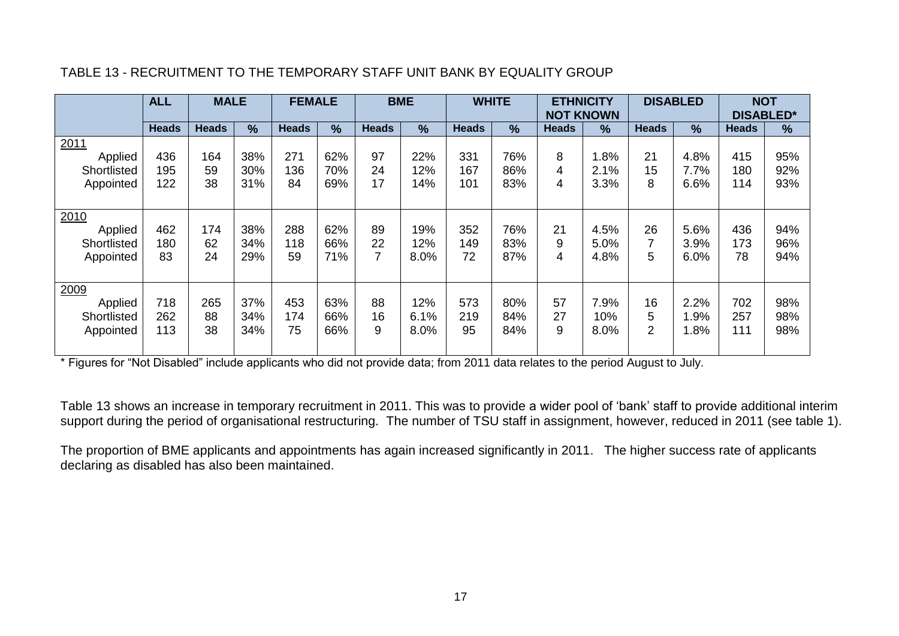TABLE 13 - RECRUITMENT TO THE TEMPORARY STAFF UNIT BANK BY EQUALITY GROUP

| | ALL | MALE | | FEMALE | | BME | | WHITE | | ETHNICITY NOT KNOWN | | DISABLED | | NOT DISABLED* | |
|---|---|---|---|---|---|---|---|---|---|---|---|---|---|---|---|
| | Heads | Heads | % | Heads | % | Heads | % | Heads | % | Heads | % | Heads | % | Heads | % |
| 2011 | | | | | | | | | | | | | | | |
| Applied | 436 | 164 | 38% | 271 | 62% | 97 | 22% | 331 | 76% | 8 | 1.8% | 21 | 4.8% | 415 | 95% |
| Shortlisted | 195 | 59 | 30% | 136 | 70% | 24 | 12% | 167 | 86% | 4 | 2.1% | 15 | 7.7% | 180 | 92% |
| Appointed | 122 | 38 | 31% | 84 | 69% | 17 | 14% | 101 | 83% | 4 | 3.3% | 8 | 6.6% | 114 | 93% |
| 2010 | | | | | | | | | | | | | | | |
| Applied | 462 | 174 | 38% | 288 | 62% | 89 | 19% | 352 | 76% | 21 | 4.5% | 26 | 5.6% | 436 | 94% |
| Shortlisted | 180 | 62 | 34% | 118 | 66% | 22 | 12% | 149 | 83% | 9 | 5.0% | 7 | 3.9% | 173 | 96% |
| Appointed | 83 | 24 | 29% | 59 | 71% | 7 | 8.0% | 72 | 87% | 4 | 4.8% | 5 | 6.0% | 78 | 94% |
| 2009 | | | | | | | | | | | | | | | |
| Applied | 718 | 265 | 37% | 453 | 63% | 88 | 12% | 573 | 80% | 57 | 7.9% | 16 | 2.2% | 702 | 98% |
| Shortlisted | 262 | 88 | 34% | 174 | 66% | 16 | 6.1% | 219 | 84% | 27 | 10% | 5 | 1.9% | 257 | 98% |
| Appointed | 113 | 38 | 34% | 75 | 66% | 9 | 8.0% | 95 | 84% | 9 | 8.0% | 2 | 1.8% | 111 | 98% |

* Figures for "Not Disabled" include applicants who did not provide data; from 2011 data relates to the period August to July.

Table 13 shows an increase in temporary recruitment in 2011. This was to provide a wider pool of 'bank' staff to provide additional interim support during the period of organisational restructuring. The number of TSU staff in assignment, however, reduced in 2011 (see table 1).

The proportion of BME applicants and appointments has again increased significantly in 2011. The higher success rate of applicants declaring as disabled has also been maintained.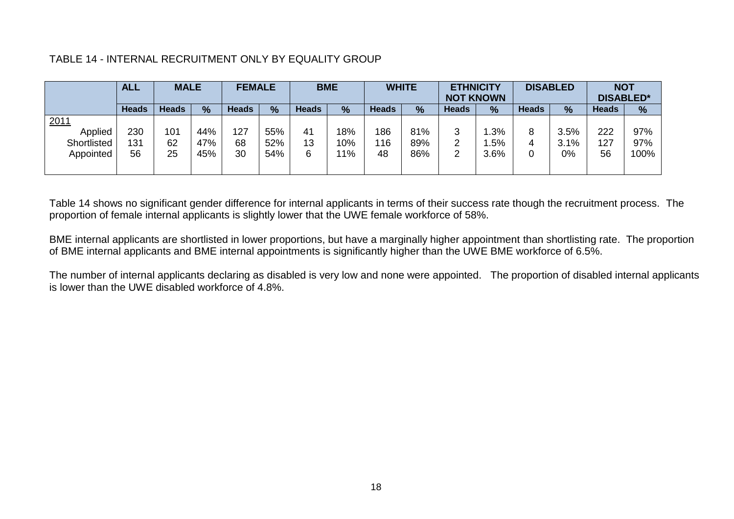TABLE 14 - INTERNAL RECRUITMENT ONLY BY EQUALITY GROUP

| | ALL | MALE | | FEMALE | | BME | | WHITE | | ETHNICITY NOT KNOWN | | DISABLED | | NOT DISABLED* | |
|---|---|---|---|---|---|---|---|---|---|---|---|---|---|---|---|
| | Heads | Heads | % | Heads | % | Heads | % | Heads | % | Heads | % | Heads | % | Heads | % |
| 2011 | | | | | | | | | | | | | | | |
| Applied | 230 | 101 | 44% | 127 | 55% | 41 | 18% | 186 | 81% | 3 | 1.3% | 8 | 3.5% | 222 | 97% |
| Shortlisted | 131 | 62 | 47% | 68 | 52% | 13 | 10% | 116 | 89% | 2 | 1.5% | 4 | 3.1% | 127 | 97% |
| Appointed | 56 | 25 | 45% | 30 | 54% | 6 | 11% | 48 | 86% | 2 | 3.6% | 0 | 0% | 56 | 100% |

Table 14 shows no significant gender difference for internal applicants in terms of their success rate though the recruitment process. The proportion of female internal applicants is slightly lower that the UWE female workforce of 58%.

BME internal applicants are shortlisted in lower proportions, but have a marginally higher appointment than shortlisting rate. The proportion of BME internal applicants and BME internal appointments is significantly higher than the UWE BME workforce of 6.5%.

The number of internal applicants declaring as disabled is very low and none were appointed. The proportion of disabled internal applicants is lower than the UWE disabled workforce of 4.8%.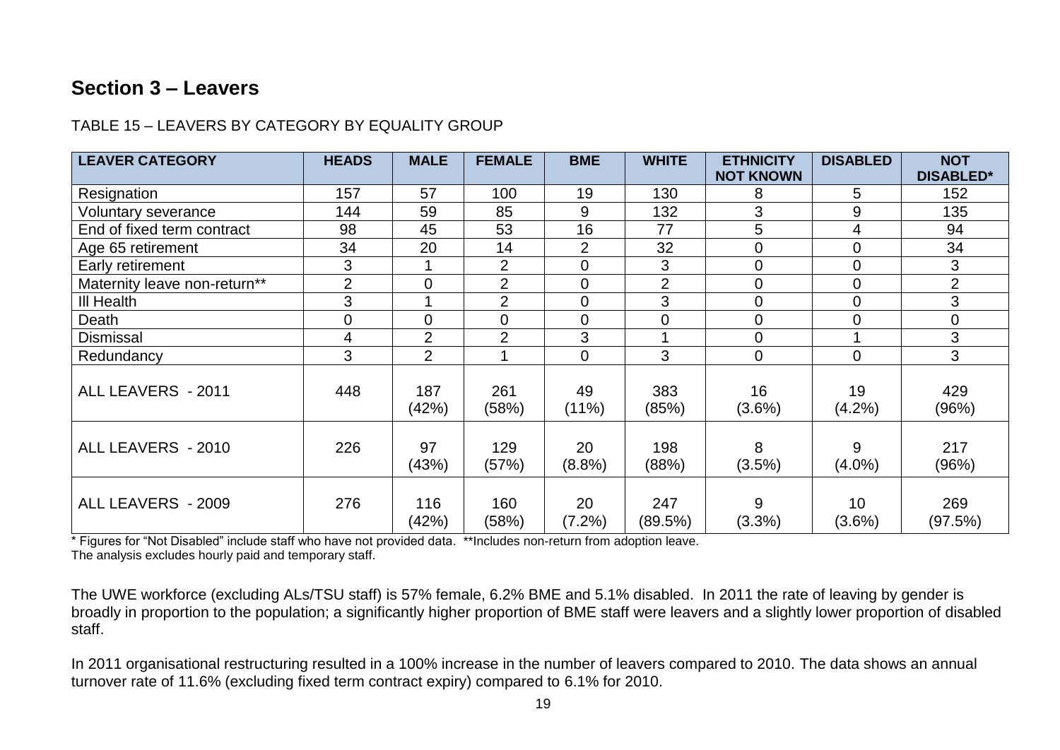## Section 3 – Leavers

TABLE 15 – LEAVERS BY CATEGORY BY EQUALITY GROUP

| LEAVER CATEGORY | HEADS | MALE | FEMALE | BME | WHITE | ETHNICITY NOT KNOWN | DISABLED | NOT DISABLED* |
|---|---|---|---|---|---|---|---|---|
| Resignation | 157 | 57 | 100 | 19 | 130 | 8 | 5 | 152 |
| Voluntary severance | 144 | 59 | 85 | 9 | 132 | 3 | 9 | 135 |
| End of fixed term contract | 98 | 45 | 53 | 16 | 77 | 5 | 4 | 94 |
| Age 65 retirement | 34 | 20 | 14 | 2 | 32 | 0 | 0 | 34 |
| Early retirement | 3 | 1 | 2 | 0 | 3 | 0 | 0 | 3 |
| Maternity leave non-return** | 2 | 0 | 2 | 0 | 2 | 0 | 0 | 2 |
| Ill Health | 3 | 1 | 2 | 0 | 3 | 0 | 0 | 3 |
| Death | 0 | 0 | 0 | 0 | 0 | 0 | 0 | 0 |
| Dismissal | 4 | 2 | 2 | 3 | 1 | 0 | 1 | 3 |
| Redundancy | 3 | 2 | 1 | 0 | 3 | 0 | 0 | 3 |
| ALL LEAVERS - 2011 | 448 | 187 (42%) | 261 (58%) | 49 (11%) | 383 (85%) | 16 (3.6%) | 19 (4.2%) | 429 (96%) |
| ALL LEAVERS - 2010 | 226 | 97 (43%) | 129 (57%) | 20 (8.8%) | 198 (88%) | 8 (3.5%) | 9 (4.0%) | 217 (96%) |
| ALL LEAVERS - 2009 | 276 | 116 (42%) | 160 (58%) | 20 (7.2%) | 247 (89.5%) | 9 (3.3%) | 10 (3.6%) | 269 (97.5%) |

* Figures for "Not Disabled" include staff who have not provided data. **Includes non-return from adoption leave.
The analysis excludes hourly paid and temporary staff.

The UWE workforce (excluding ALs/TSU staff) is 57% female, 6.2% BME and 5.1% disabled. In 2011 the rate of leaving by gender is broadly in proportion to the population; a significantly higher proportion of BME staff were leavers and a slightly lower proportion of disabled staff.

In 2011 organisational restructuring resulted in a 100% increase in the number of leavers compared to 2010. The data shows an annual turnover rate of 11.6% (excluding fixed term contract expiry) compared to 6.1% for 2010.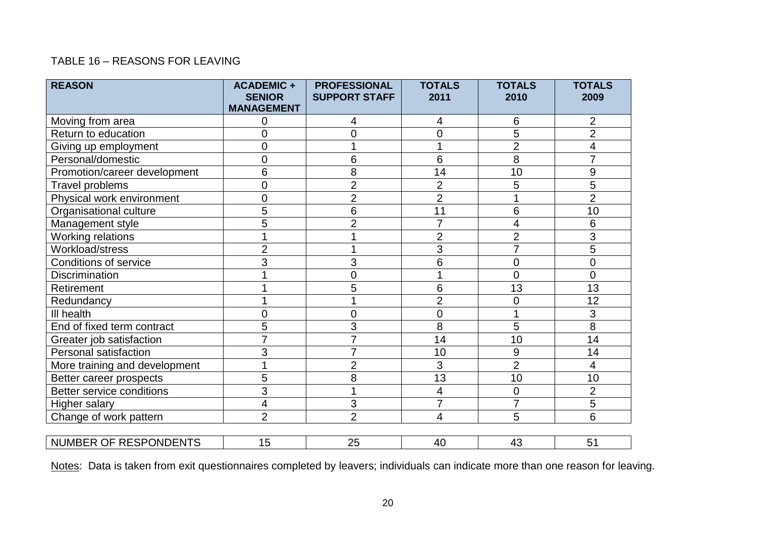TABLE 16 – REASONS FOR LEAVING

| REASON | ACADEMIC + SENIOR MANAGEMENT | PROFESSIONAL SUPPORT STAFF | TOTALS 2011 | TOTALS 2010 | TOTALS 2009 |
|---|---|---|---|---|---|
| Moving from area | 0 | 4 | 4 | 6 | 2 |
| Return to education | 0 | 0 | 0 | 5 | 2 |
| Giving up employment | 0 | 1 | 1 | 2 | 4 |
| Personal/domestic | 0 | 6 | 6 | 8 | 7 |
| Promotion/career development | 6 | 8 | 14 | 10 | 9 |
| Travel problems | 0 | 2 | 2 | 5 | 5 |
| Physical work environment | 0 | 2 | 2 | 1 | 2 |
| Organisational culture | 5 | 6 | 11 | 6 | 10 |
| Management style | 5 | 2 | 7 | 4 | 6 |
| Working relations | 1 | 1 | 2 | 2 | 3 |
| Workload/stress | 2 | 1 | 3 | 7 | 5 |
| Conditions of service | 3 | 3 | 6 | 0 | 0 |
| Discrimination | 1 | 0 | 1 | 0 | 0 |
| Retirement | 1 | 5 | 6 | 13 | 13 |
| Redundancy | 1 | 1 | 2 | 0 | 12 |
| Ill health | 0 | 0 | 0 | 1 | 3 |
| End of fixed term contract | 5 | 3 | 8 | 5 | 8 |
| Greater job satisfaction | 7 | 7 | 14 | 10 | 14 |
| Personal satisfaction | 3 | 7 | 10 | 9 | 14 |
| More training and development | 1 | 2 | 3 | 2 | 4 |
| Better career prospects | 5 | 8 | 13 | 10 | 10 |
| Better service conditions | 3 | 1 | 4 | 0 | 2 |
| Higher salary | 4 | 3 | 7 | 7 | 5 |
| Change of work pattern | 2 | 2 | 4 | 5 | 6 |
| NUMBER OF RESPONDENTS | 15 | 25 | 40 | 43 | 51 |

Notes: Data is taken from exit questionnaires completed by leavers; individuals can indicate more than one reason for leaving.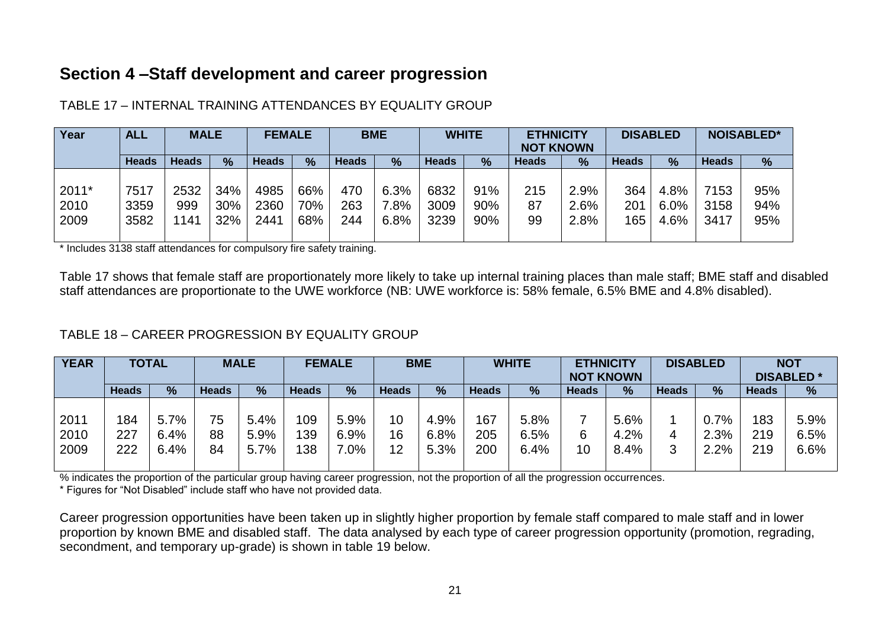## Section 4 –Staff development and career progression

TABLE 17 – INTERNAL TRAINING ATTENDANCES BY EQUALITY GROUP

| Year | ALL | MALE | | FEMALE | | BME | | WHITE | | ETHNICITY NOT KNOWN | | DISABLED | | NOISABLED* | |
|---|---|---|---|---|---|---|---|---|---|---|---|---|---|---|---|
| | Heads | Heads | % | Heads | % | Heads | % | Heads | % | Heads | % | Heads | % | Heads | % |
| 2011* | 7517 | 2532 | 34% | 4985 | 66% | 470 | 6.3% | 6832 | 91% | 215 | 2.9% | 364 | 4.8% | 7153 | 95% |
| 2010 | 3359 | 999 | 30% | 2360 | 70% | 263 | 7.8% | 3009 | 90% | 87 | 2.6% | 201 | 6.0% | 3158 | 94% |
| 2009 | 3582 | 1141 | 32% | 2441 | 68% | 244 | 6.8% | 3239 | 90% | 99 | 2.8% | 165 | 4.6% | 3417 | 95% |

\* Includes 3138 staff attendances for compulsory fire safety training.

Table 17 shows that female staff are proportionately more likely to take up internal training places than male staff; BME staff and disabled staff attendances are proportionate to the UWE workforce (NB: UWE workforce is: 58% female, 6.5% BME and 4.8% disabled).

TABLE 18 – CAREER PROGRESSION BY EQUALITY GROUP

| YEAR | TOTAL | | MALE | | FEMALE | | BME | | WHITE | | ETHNICITY NOT KNOWN | | DISABLED | | NOT DISABLED * | |
|---|---|---|---|---|---|---|---|---|---|---|---|---|---|---|---|---|
| | Heads | % | Heads | % | Heads | % | Heads | % | Heads | % | Heads | % | Heads | % | Heads | % |
| 2011 | 184 | 5.7% | 75 | 5.4% | 109 | 5.9% | 10 | 4.9% | 167 | 5.8% | 7 | 5.6% | 1 | 0.7% | 183 | 5.9% |
| 2010 | 227 | 6.4% | 88 | 5.9% | 139 | 6.9% | 16 | 6.8% | 205 | 6.5% | 6 | 4.2% | 4 | 2.3% | 219 | 6.5% |
| 2009 | 222 | 6.4% | 84 | 5.7% | 138 | 7.0% | 12 | 5.3% | 200 | 6.4% | 10 | 8.4% | 3 | 2.2% | 219 | 6.6% |

% indicates the proportion of the particular group having career progression, not the proportion of all the progression occurrences.

\* Figures for "Not Disabled" include staff who have not provided data.

Career progression opportunities have been taken up in slightly higher proportion by female staff compared to male staff and in lower proportion by known BME and disabled staff. The data analysed by each type of career progression opportunity (promotion, regrading, secondment, and temporary up-grade) is shown in table 19 below.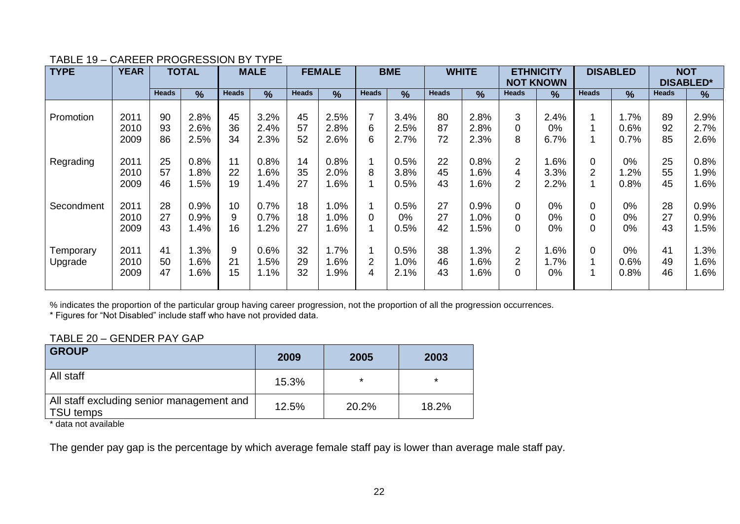TABLE 19 – CAREER PROGRESSION BY TYPE

| TYPE | YEAR | TOTAL | | MALE | | FEMALE | | BME | | WHITE | | ETHNICITY NOT KNOWN | | DISABLED | | NOT DISABLED* | |
|---|---|---|---|---|---|---|---|---|---|---|---|---|---|---|---|---|---|
| | | Heads | % | Heads | % | Heads | % | Heads | % | Heads | % | Heads | % | Heads | % | Heads | % |
| Promotion | 2011 | 90 | 2.8% | 45 | 3.2% | 45 | 2.5% | 7 | 3.4% | 80 | 2.8% | 3 | 2.4% | 1 | 1.7% | 89 | 2.9% |
| | 2010 | 93 | 2.6% | 36 | 2.4% | 57 | 2.8% | 6 | 2.5% | 87 | 2.8% | 0 | 0% | 1 | 0.6% | 92 | 2.7% |
| | 2009 | 86 | 2.5% | 34 | 2.3% | 52 | 2.6% | 6 | 2.7% | 72 | 2.3% | 8 | 6.7% | 1 | 0.7% | 85 | 2.6% |
| Regrading | 2011 | 25 | 0.8% | 11 | 0.8% | 14 | 0.8% | 1 | 0.5% | 22 | 0.8% | 2 | 1.6% | 0 | 0% | 25 | 0.8% |
| | 2010 | 57 | 1.8% | 22 | 1.6% | 35 | 2.0% | 8 | 3.8% | 45 | 1.6% | 4 | 3.3% | 2 | 1.2% | 55 | 1.9% |
| | 2009 | 46 | 1.5% | 19 | 1.4% | 27 | 1.6% | 1 | 0.5% | 43 | 1.6% | 2 | 2.2% | 1 | 0.8% | 45 | 1.6% |
| Secondment | 2011 | 28 | 0.9% | 10 | 0.7% | 18 | 1.0% | 1 | 0.5% | 27 | 0.9% | 0 | 0% | 0 | 0% | 28 | 0.9% |
| | 2010 | 27 | 0.9% | 9 | 0.7% | 18 | 1.0% | 0 | 0% | 27 | 1.0% | 0 | 0% | 0 | 0% | 27 | 0.9% |
| | 2009 | 43 | 1.4% | 16 | 1.2% | 27 | 1.6% | 1 | 0.5% | 42 | 1.5% | 0 | 0% | 0 | 0% | 43 | 1.5% |
| Temporary Upgrade | 2011 | 41 | 1.3% | 9 | 0.6% | 32 | 1.7% | 1 | 0.5% | 38 | 1.3% | 2 | 1.6% | 0 | 0% | 41 | 1.3% |
| | 2010 | 50 | 1.6% | 21 | 1.5% | 29 | 1.6% | 2 | 1.0% | 46 | 1.6% | 2 | 1.7% | 1 | 0.6% | 49 | 1.6% |
| | 2009 | 47 | 1.6% | 15 | 1.1% | 32 | 1.9% | 4 | 2.1% | 43 | 1.6% | 0 | 0% | 1 | 0.8% | 46 | 1.6% |

% indicates the proportion of the particular group having career progression, not the proportion of all the progression occurrences.
* Figures for "Not Disabled" include staff who have not provided data.

TABLE 20 – GENDER PAY GAP

| GROUP | 2009 | 2005 | 2003 |
|---|---|---|---|
| All staff | 15.3% | * | * |
| All staff excluding senior management and TSU temps | 12.5% | 20.2% | 18.2% |

* data not available

The gender pay gap is the percentage by which average female staff pay is lower than average male staff pay.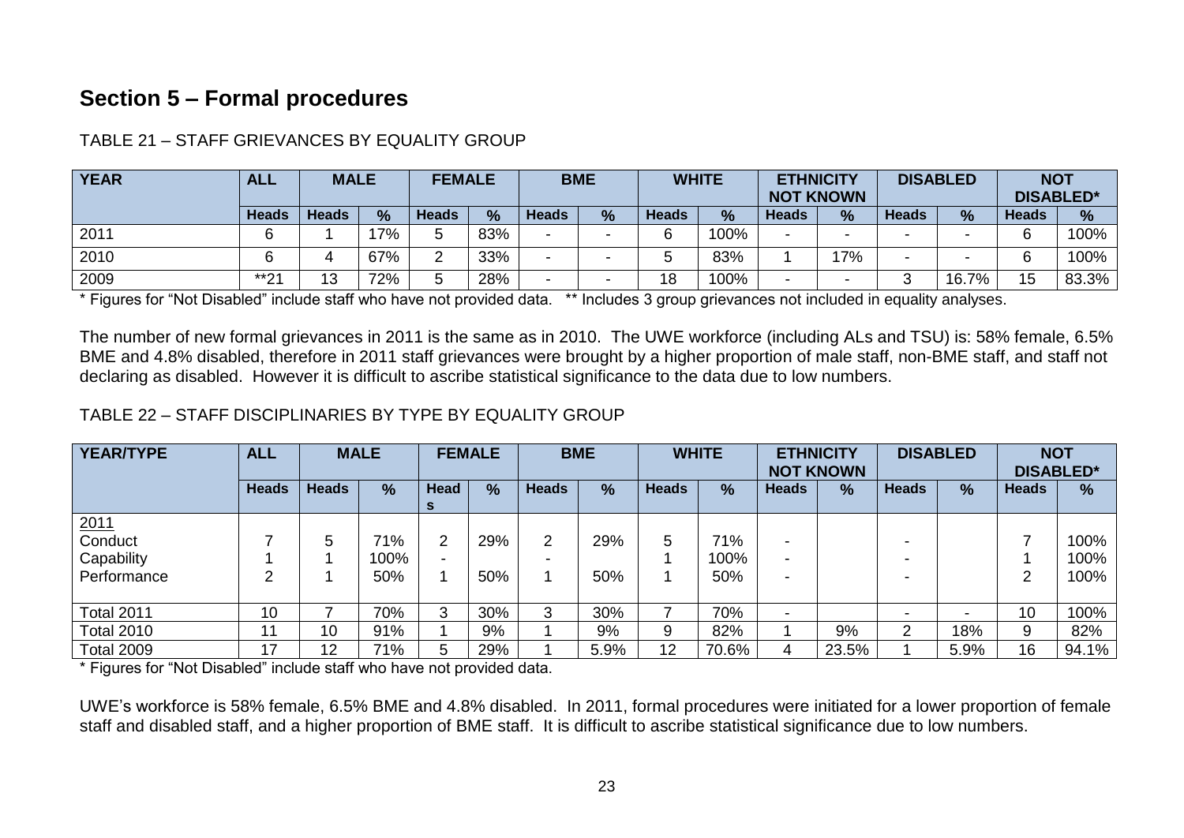## Section 5 – Formal procedures

TABLE 21 – STAFF GRIEVANCES BY EQUALITY GROUP

| YEAR | ALL | MALE | | FEMALE | | BME | | WHITE | | ETHNICITY NOT KNOWN | | DISABLED | | NOT DISABLED* | |
|---|---|---|---|---|---|---|---|---|---|---|---|---|---|---|---|
| | Heads | Heads | % | Heads | % | Heads | % | Heads | % | Heads | % | Heads | % | Heads | % |
| 2011 | 6 | 1 | 17% | 5 | 83% | - | - | 6 | 100% | - | - | - | - | 6 | 100% |
| 2010 | 6 | 4 | 67% | 2 | 33% | - | - | 5 | 83% | 1 | 17% | - | - | 6 | 100% |
| 2009 | **21 | 13 | 72% | 5 | 28% | - | - | 18 | 100% | - | - | 3 | 16.7% | 15 | 83.3% |

* Figures for "Not Disabled" include staff who have not provided data. ** Includes 3 group grievances not included in equality analyses.

The number of new formal grievances in 2011 is the same as in 2010. The UWE workforce (including ALs and TSU) is: 58% female, 6.5% BME and 4.8% disabled, therefore in 2011 staff grievances were brought by a higher proportion of male staff, non-BME staff, and staff not declaring as disabled. However it is difficult to ascribe statistical significance to the data due to low numbers.

TABLE 22 – STAFF DISCIPLINARIES BY TYPE BY EQUALITY GROUP

| YEAR/TYPE | ALL | MALE | | FEMALE | | BME | | WHITE | | ETHNICITY NOT KNOWN | | DISABLED | | NOT DISABLED* | |
|---|---|---|---|---|---|---|---|---|---|---|---|---|---|---|---|
| | Heads | Heads | % | Heads | % | Heads | % | Heads | % | Heads | % | Heads | % | Heads | % |
| 2011 | | | | | | | | | | | | | | | |
| Conduct | 7 | 5 | 71% | 2 | 29% | 2 | 29% | 5 | 71% | - | | - | | 7 | 100% |
| Capability | 1 | 1 | 100% | - | | - | | 1 | 100% | - | | - | | 1 | 100% |
| Performance | 2 | 1 | 50% | 1 | 50% | 1 | 50% | 1 | 50% | - | | - | | 2 | 100% |
| Total 2011 | 10 | 7 | 70% | 3 | 30% | 3 | 30% | 7 | 70% | - | | - | - | 10 | 100% |
| Total 2010 | 11 | 10 | 91% | 1 | 9% | 1 | 9% | 9 | 82% | 1 | 9% | 2 | 18% | 9 | 82% |
| Total 2009 | 17 | 12 | 71% | 5 | 29% | 1 | 5.9% | 12 | 70.6% | 4 | 23.5% | 1 | 5.9% | 16 | 94.1% |

* Figures for "Not Disabled" include staff who have not provided data.

UWE's workforce is 58% female, 6.5% BME and 4.8% disabled. In 2011, formal procedures were initiated for a lower proportion of female staff and disabled staff, and a higher proportion of BME staff. It is difficult to ascribe statistical significance due to low numbers.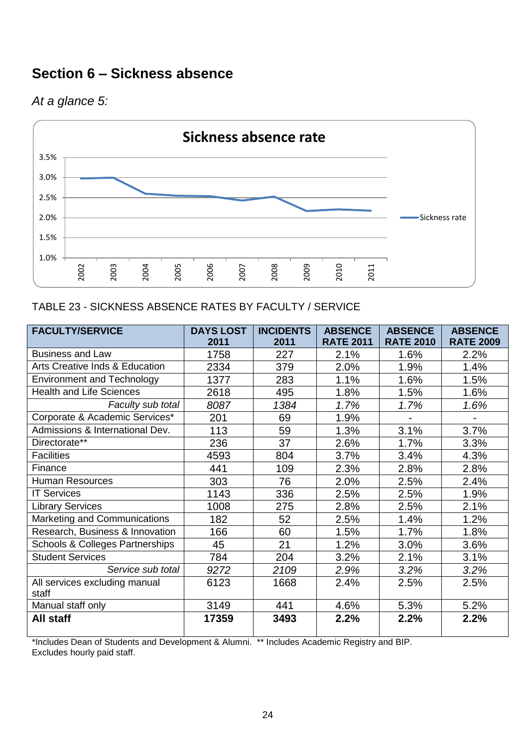## Section 6 – Sickness absence

*At a glance 5:*

TABLE 23 - SICKNESS ABSENCE RATES BY FACULTY / SERVICE

| FACULTY/SERVICE | DAYS LOST 2011 | INCIDENTS 2011 | ABSENCE RATE 2011 | ABSENCE RATE 2010 | ABSENCE RATE 2009 |
|---|---|---|---|---|---|
| Business and Law | 1758 | 227 | 2.1% | 1.6% | 2.2% |
| Arts Creative Inds & Education | 2334 | 379 | 2.0% | 1.9% | 1.4% |
| Environment and Technology | 1377 | 283 | 1.1% | 1.6% | 1.5% |
| Health and Life Sciences | 2618 | 495 | 1.8% | 1.5% | 1.6% |
| *Faculty sub total* | *8087* | *1384* | *1.7%* | *1.7%* | *1.6%* |
| Corporate & Academic Services* | 201 | 69 | 1.9% | - | - |
| Admissions & International Dev. | 113 | 59 | 1.3% | 3.1% | 3.7% |
| Directorate** | 236 | 37 | 2.6% | 1.7% | 3.3% |
| Facilities | 4593 | 804 | 3.7% | 3.4% | 4.3% |
| Finance | 441 | 109 | 2.3% | 2.8% | 2.8% |
| Human Resources | 303 | 76 | 2.0% | 2.5% | 2.4% |
| IT Services | 1143 | 336 | 2.5% | 2.5% | 1.9% |
| Library Services | 1008 | 275 | 2.8% | 2.5% | 2.1% |
| Marketing and Communications | 182 | 52 | 2.5% | 1.4% | 1.2% |
| Research, Business & Innovation | 166 | 60 | 1.5% | 1.7% | 1.8% |
| Schools & Colleges Partnerships | 45 | 21 | 1.2% | 3.0% | 3.6% |
| Student Services | 784 | 204 | 3.2% | 2.1% | 3.1% |
| *Service sub total* | *9272* | *2109* | *2.9%* | *3.2%* | *3.2%* |
| All services excluding manual staff | 6123 | 1668 | 2.4% | 2.5% | 2.5% |
| Manual staff only | 3149 | 441 | 4.6% | 5.3% | 5.2% |
| **All staff** | **17359** | **3493** | **2.2%** | **2.2%** | **2.2%** |

*Includes Dean of Students and Development & Alumni. ** Includes Academic Registry and BIP.
Excludes hourly paid staff.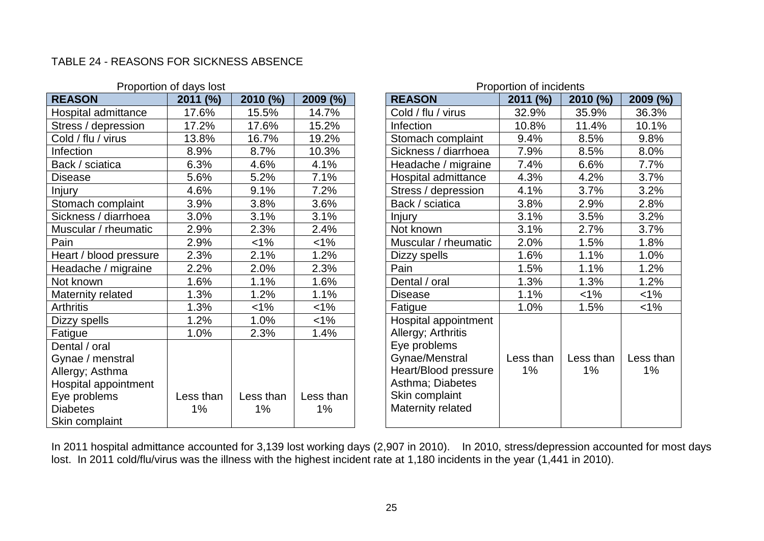TABLE 24 - REASONS FOR SICKNESS ABSENCE

Proportion of days lost

| REASON | 2011 (%) | 2010 (%) | 2009 (%) |
|---|---|---|---|
| Hospital admittance | 17.6% | 15.5% | 14.7% |
| Stress / depression | 17.2% | 17.6% | 15.2% |
| Cold / flu / virus | 13.8% | 16.7% | 19.2% |
| Infection | 8.9% | 8.7% | 10.3% |
| Back / sciatica | 6.3% | 4.6% | 4.1% |
| Disease | 5.6% | 5.2% | 7.1% |
| Injury | 4.6% | 9.1% | 7.2% |
| Stomach complaint | 3.9% | 3.8% | 3.6% |
| Sickness / diarrhoea | 3.0% | 3.1% | 3.1% |
| Muscular / rheumatic | 2.9% | 2.3% | 2.4% |
| Pain | 2.9% | <1% | <1% |
| Heart / blood pressure | 2.3% | 2.1% | 1.2% |
| Headache / migraine | 2.2% | 2.0% | 2.3% |
| Not known | 1.6% | 1.1% | 1.6% |
| Maternity related | 1.3% | 1.2% | 1.1% |
| Arthritis | 1.3% | <1% | <1% |
| Dizzy spells | 1.2% | 1.0% | <1% |
| Fatigue | 1.0% | 2.3% | 1.4% |
| Dental / oral; Gynae / menstral; Allergy; Asthma; Hospital appointment; Eye problems; Diabetes; Skin complaint | Less than 1% | Less than 1% | Less than 1% |

Proportion of incidents

| REASON | 2011 (%) | 2010 (%) | 2009 (%) |
|---|---|---|---|
| Cold / flu / virus | 32.9% | 35.9% | 36.3% |
| Infection | 10.8% | 11.4% | 10.1% |
| Stomach complaint | 9.4% | 8.5% | 9.8% |
| Sickness / diarrhoea | 7.9% | 8.5% | 8.0% |
| Headache / migraine | 7.4% | 6.6% | 7.7% |
| Hospital admittance | 4.3% | 4.2% | 3.7% |
| Stress / depression | 4.1% | 3.7% | 3.2% |
| Back / sciatica | 3.8% | 2.9% | 2.8% |
| Injury | 3.1% | 3.5% | 3.2% |
| Not known | 3.1% | 2.7% | 3.7% |
| Muscular / rheumatic | 2.0% | 1.5% | 1.8% |
| Dizzy spells | 1.6% | 1.1% | 1.0% |
| Pain | 1.5% | 1.1% | 1.2% |
| Dental / oral | 1.3% | 1.3% | 1.2% |
| Disease | 1.1% | <1% | <1% |
| Fatigue | 1.0% | 1.5% | <1% |
| Hospital appointment; Allergy; Arthritis; Eye problems; Gynae/Menstral; Heart/Blood pressure; Asthma; Diabetes; Skin complaint; Maternity related | Less than 1% | Less than 1% | Less than 1% |

In 2011 hospital admittance accounted for 3,139 lost working days (2,907 in 2010). In 2010, stress/depression accounted for most days lost. In 2011 cold/flu/virus was the illness with the highest incident rate at 1,180 incidents in the year (1,441 in 2010).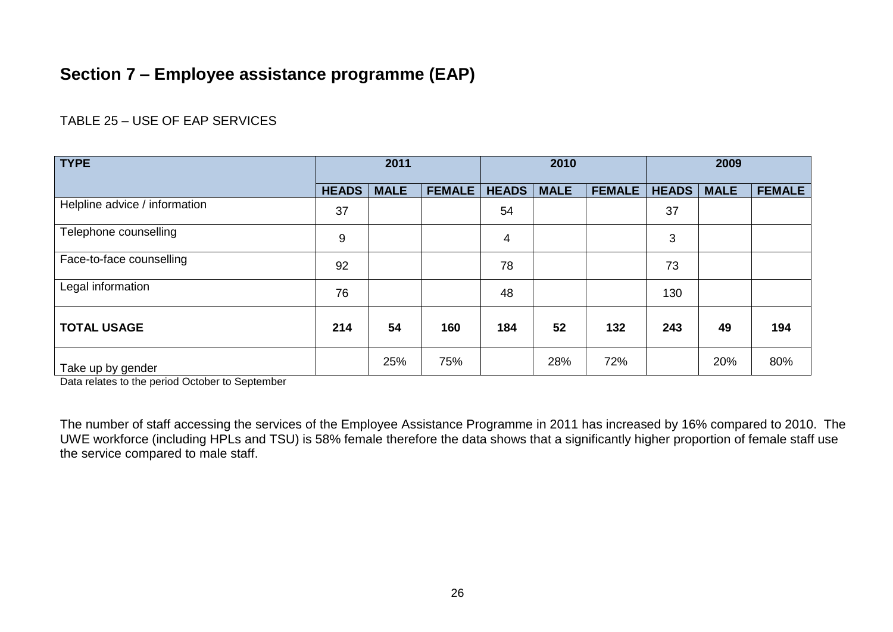## Section 7 – Employee assistance programme (EAP)

TABLE 25 – USE OF EAP SERVICES

| TYPE | 2011 | | | 2010 | | | 2009 | | |
|---|---|---|---|---|---|---|---|---|---|
| | HEADS | MALE | FEMALE | HEADS | MALE | FEMALE | HEADS | MALE | FEMALE |
| Helpline advice / information | 37 | | | 54 | | | 37 | | |
| Telephone counselling | 9 | | | 4 | | | 3 | | |
| Face-to-face counselling | 92 | | | 78 | | | 73 | | |
| Legal information | 76 | | | 48 | | | 130 | | |
| **TOTAL USAGE** | **214** | **54** | **160** | **184** | **52** | **132** | **243** | **49** | **194** |
| Take up by gender | | 25% | 75% | | 28% | 72% | | 20% | 80% |

Data relates to the period October to September

The number of staff accessing the services of the Employee Assistance Programme in 2011 has increased by 16% compared to 2010. The UWE workforce (including HPLs and TSU) is 58% female therefore the data shows that a significantly higher proportion of female staff use the service compared to male staff.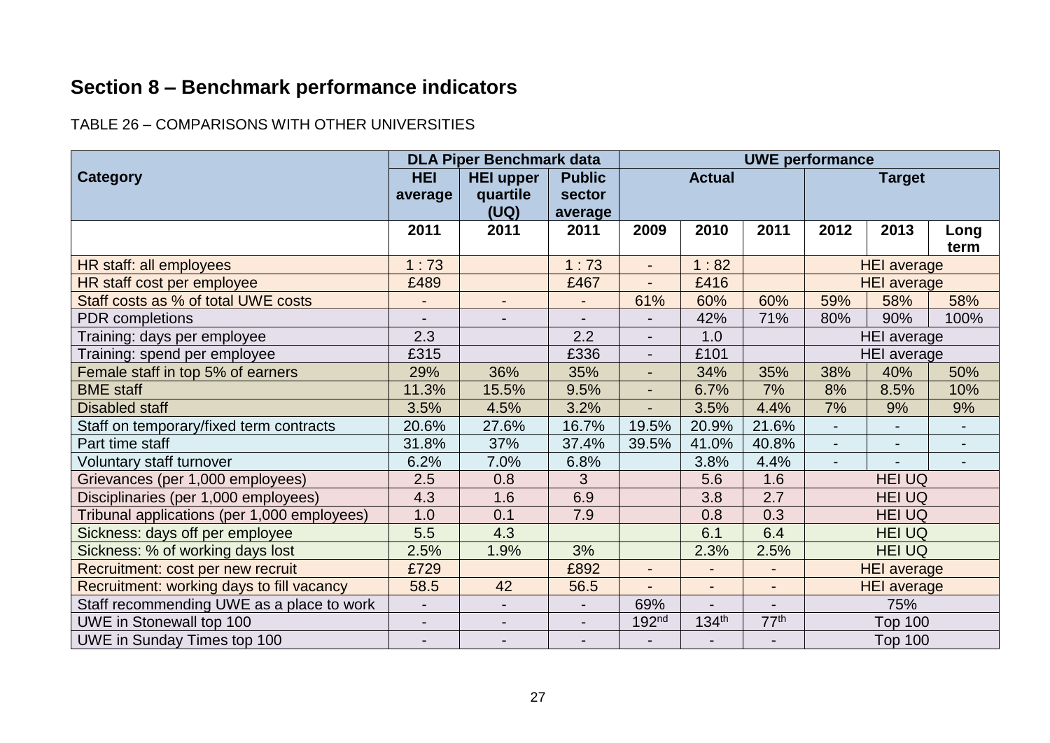## Section 8 – Benchmark performance indicators

TABLE 26 – COMPARISONS WITH OTHER UNIVERSITIES

| Category | DLA Piper Benchmark data | | | UWE performance | | | | | |
|---|---|---|---|---|---|---|---|---|---|
| | HEI average | HEI upper quartile (UQ) | Public sector average | Actual | | | Target | | |
| | 2011 | 2011 | 2011 | 2009 | 2010 | 2011 | 2012 | 2013 | Long term |
| HR staff: all employees | 1 : 73 | | 1 : 73 | - | 1 : 82 | | HEI average | | |
| HR staff cost per employee | £489 | | £467 | - | £416 | | HEI average | | |
| Staff costs as % of total UWE costs | - | - | - | 61% | 60% | 60% | 59% | 58% | 58% |
| PDR completions | - | - | - | - | 42% | 71% | 80% | 90% | 100% |
| Training: days per employee | 2.3 | | 2.2 | - | 1.0 | | HEI average | | |
| Training: spend per employee | £315 | | £336 | - | £101 | | HEI average | | |
| Female staff in top 5% of earners | 29% | 36% | 35% | - | 34% | 35% | 38% | 40% | 50% |
| BME staff | 11.3% | 15.5% | 9.5% | - | 6.7% | 7% | 8% | 8.5% | 10% |
| Disabled staff | 3.5% | 4.5% | 3.2% | - | 3.5% | 4.4% | 7% | 9% | 9% |
| Staff on temporary/fixed term contracts | 20.6% | 27.6% | 16.7% | 19.5% | 20.9% | 21.6% | - | - | - |
| Part time staff | 31.8% | 37% | 37.4% | 39.5% | 41.0% | 40.8% | - | - | - |
| Voluntary staff turnover | 6.2% | 7.0% | 6.8% | | 3.8% | 4.4% | - | - | - |
| Grievances (per 1,000 employees) | 2.5 | 0.8 | 3 | | 5.6 | 1.6 | HEI UQ | | |
| Disciplinaries (per 1,000 employees) | 4.3 | 1.6 | 6.9 | | 3.8 | 2.7 | HEI UQ | | |
| Tribunal applications (per 1,000 employees) | 1.0 | 0.1 | 7.9 | | 0.8 | 0.3 | HEI UQ | | |
| Sickness: days off per employee | 5.5 | 4.3 | | | 6.1 | 6.4 | HEI UQ | | |
| Sickness: % of working days lost | 2.5% | 1.9% | 3% | | 2.3% | 2.5% | HEI UQ | | |
| Recruitment: cost per new recruit | £729 | | £892 | - | - | - | HEI average | | |
| Recruitment: working days to fill vacancy | 58.5 | 42 | 56.5 | - | - | - | HEI average | | |
| Staff recommending UWE as a place to work | - | - | - | 69% | - | - | 75% | | |
| UWE in Stonewall top 100 | - | - | - | 192nd | 134th | 77th | Top 100 | | |
| UWE in Sunday Times top 100 | - | - | - | - | - | - | Top 100 | | |